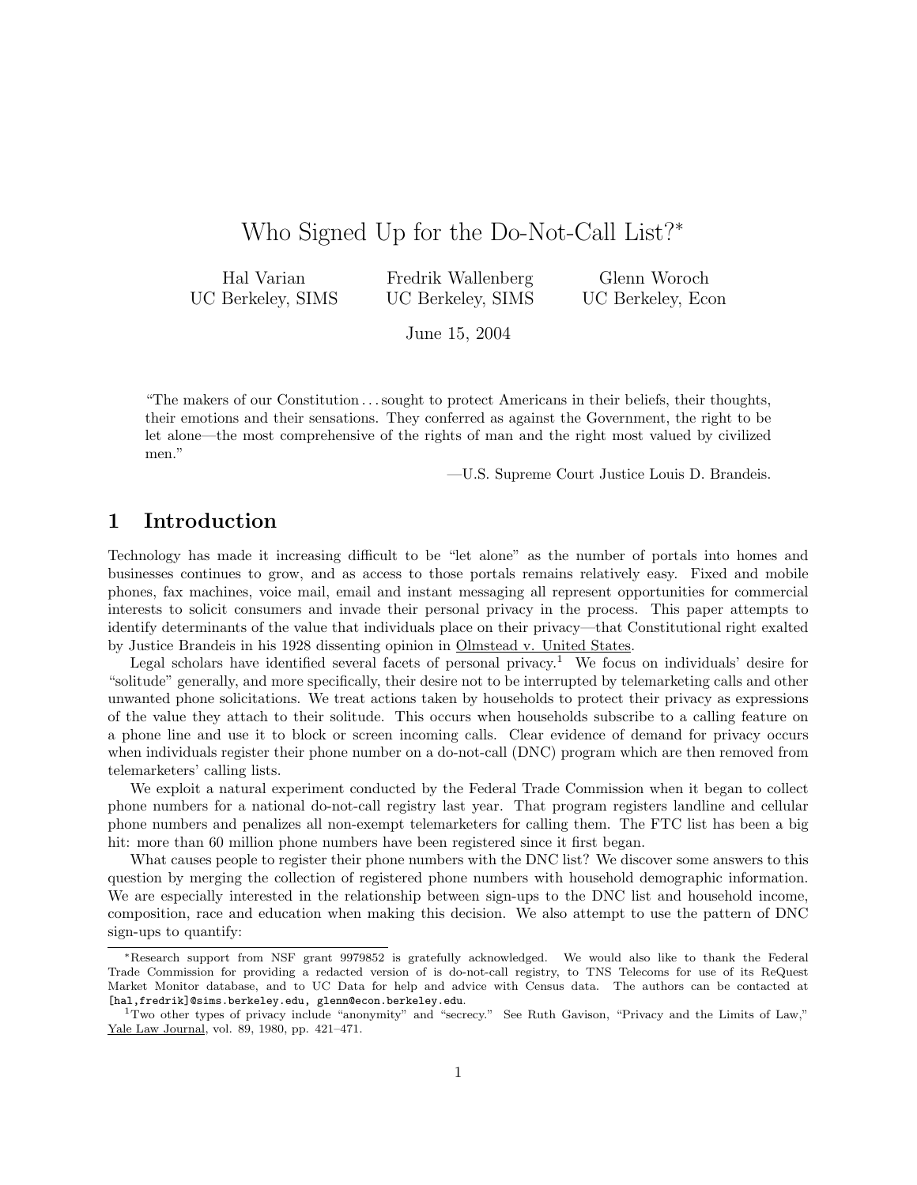# Who Signed Up for the Do-Not-Call List?*

Hal Varian
UC Berkeley, SIMS

Fredrik Wallenberg
UC Berkeley, SIMS

Glenn Woroch
UC Berkeley, Econ

June 15, 2004

> "The makers of our Constitution . . . sought to protect Americans in their beliefs, their thoughts, their emotions and their sensations. They conferred as against the Government, the right to be let alone—the most comprehensive of the rights of man and the right most valued by civilized men."
>
> —U.S. Supreme Court Justice Louis D. Brandeis.

## 1 Introduction

Technology has made it increasing difficult to be "let alone" as the number of portals into homes and businesses continues to grow, and as access to those portals remains relatively easy. Fixed and mobile phones, fax machines, voice mail, email and instant messaging all represent opportunities for commercial interests to solicit consumers and invade their personal privacy in the process. This paper attempts to identify determinants of the value that individuals place on their privacy—that Constitutional right exalted by Justice Brandeis in his 1928 dissenting opinion in Olmstead v. United States.

Legal scholars have identified several facets of personal privacy.[1] We focus on individuals' desire for "solitude" generally, and more specifically, their desire not to be interrupted by telemarketing calls and other unwanted phone solicitations. We treat actions taken by households to protect their privacy as expressions of the value they attach to their solitude. This occurs when households subscribe to a calling feature on a phone line and use it to block or screen incoming calls. Clear evidence of demand for privacy occurs when individuals register their phone number on a do-not-call (DNC) program which are then removed from telemarketers' calling lists.

We exploit a natural experiment conducted by the Federal Trade Commission when it began to collect phone numbers for a national do-not-call registry last year. That program registers landline and cellular phone numbers and penalizes all non-exempt telemarketers for calling them. The FTC list has been a big hit: more than 60 million phone numbers have been registered since it first began.

What causes people to register their phone numbers with the DNC list? We discover some answers to this question by merging the collection of registered phone numbers with household demographic information. We are especially interested in the relationship between sign-ups to the DNC list and household income, composition, race and education when making this decision. We also attempt to use the pattern of DNC sign-ups to quantify:

*Research support from NSF grant 9979852 is gratefully acknowledged. We would also like to thank the Federal Trade Commission for providing a redacted version of is do-not-call registry, to TNS Telecoms for use of its ReQuest Market Monitor database, and to UC Data for help and advice with Census data. The authors can be contacted at [hal,fredrik]@sims.berkeley.edu, glenn@econ.berkeley.edu.

[1] Two other types of privacy include "anonymity" and "secrecy." See Ruth Gavison, "Privacy and the Limits of Law," Yale Law Journal, vol. 89, 1980, pp. 421–471.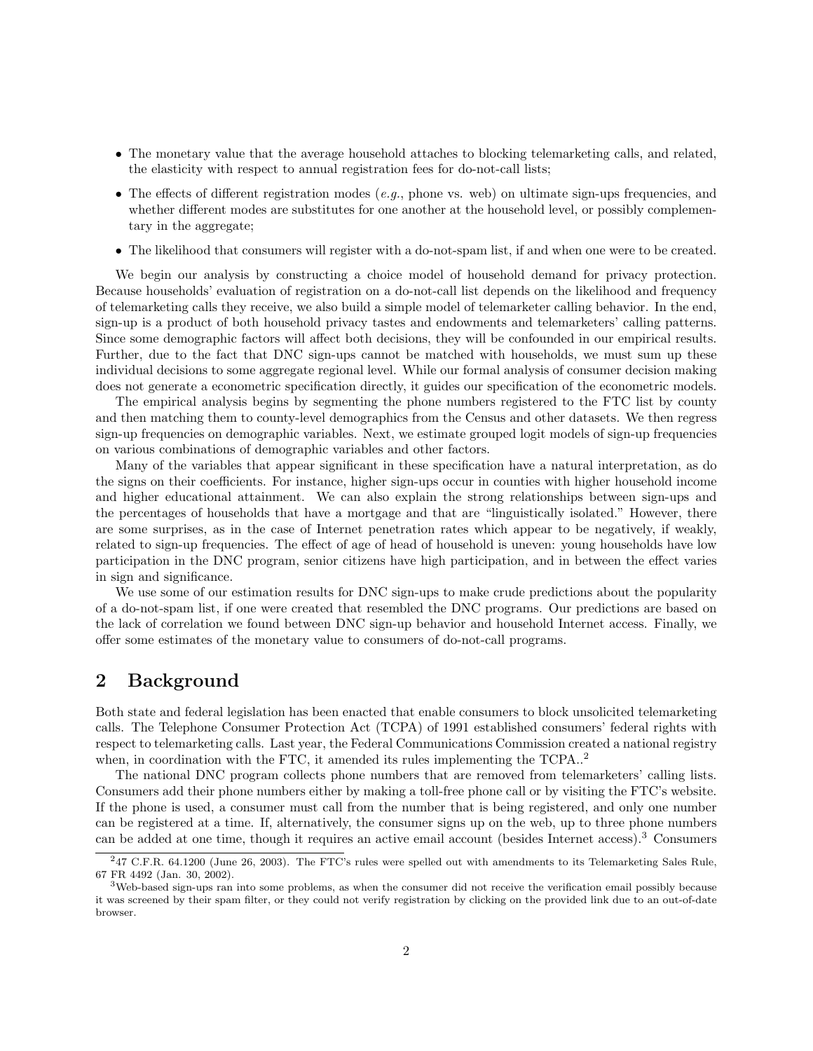- The monetary value that the average household attaches to blocking telemarketing calls, and related, the elasticity with respect to annual registration fees for do-not-call lists;
- The effects of different registration modes (*e.g.*, phone vs. web) on ultimate sign-ups frequencies, and whether different modes are substitutes for one another at the household level, or possibly complementary in the aggregate;
- The likelihood that consumers will register with a do-not-spam list, if and when one were to be created.

We begin our analysis by constructing a choice model of household demand for privacy protection. Because households' evaluation of registration on a do-not-call list depends on the likelihood and frequency of telemarketing calls they receive, we also build a simple model of telemarketer calling behavior. In the end, sign-up is a product of both household privacy tastes and endowments and telemarketers' calling patterns. Since some demographic factors will affect both decisions, they will be confounded in our empirical results. Further, due to the fact that DNC sign-ups cannot be matched with households, we must sum up these individual decisions to some aggregate regional level. While our formal analysis of consumer decision making does not generate a econometric specification directly, it guides our specification of the econometric models.

The empirical analysis begins by segmenting the phone numbers registered to the FTC list by county and then matching them to county-level demographics from the Census and other datasets. We then regress sign-up frequencies on demographic variables. Next, we estimate grouped logit models of sign-up frequencies on various combinations of demographic variables and other factors.

Many of the variables that appear significant in these specification have a natural interpretation, as do the signs on their coefficients. For instance, higher sign-ups occur in counties with higher household income and higher educational attainment. We can also explain the strong relationships between sign-ups and the percentages of households that have a mortgage and that are "linguistically isolated." However, there are some surprises, as in the case of Internet penetration rates which appear to be negatively, if weakly, related to sign-up frequencies. The effect of age of head of household is uneven: young households have low participation in the DNC program, senior citizens have high participation, and in between the effect varies in sign and significance.

We use some of our estimation results for DNC sign-ups to make crude predictions about the popularity of a do-not-spam list, if one were created that resembled the DNC programs. Our predictions are based on the lack of correlation we found between DNC sign-up behavior and household Internet access. Finally, we offer some estimates of the monetary value to consumers of do-not-call programs.

## 2 Background

Both state and federal legislation has been enacted that enable consumers to block unsolicited telemarketing calls. The Telephone Consumer Protection Act (TCPA) of 1991 established consumers' federal rights with respect to telemarketing calls. Last year, the Federal Communications Commission created a national registry when, in coordination with the FTC, it amended its rules implementing the TCPA..[2]

The national DNC program collects phone numbers that are removed from telemarketers' calling lists. Consumers add their phone numbers either by making a toll-free phone call or by visiting the FTC's website. If the phone is used, a consumer must call from the number that is being registered, and only one number can be registered at a time. If, alternatively, the consumer signs up on the web, up to three phone numbers can be added at one time, though it requires an active email account (besides Internet access).[3] Consumers

[2] 47 C.F.R. 64.1200 (June 26, 2003). The FTC's rules were spelled out with amendments to its Telemarketing Sales Rule, 67 FR 4492 (Jan. 30, 2002).

[3] Web-based sign-ups ran into some problems, as when the consumer did not receive the verification email possibly because it was screened by their spam filter, or they could not verify registration by clicking on the provided link due to an out-of-date browser.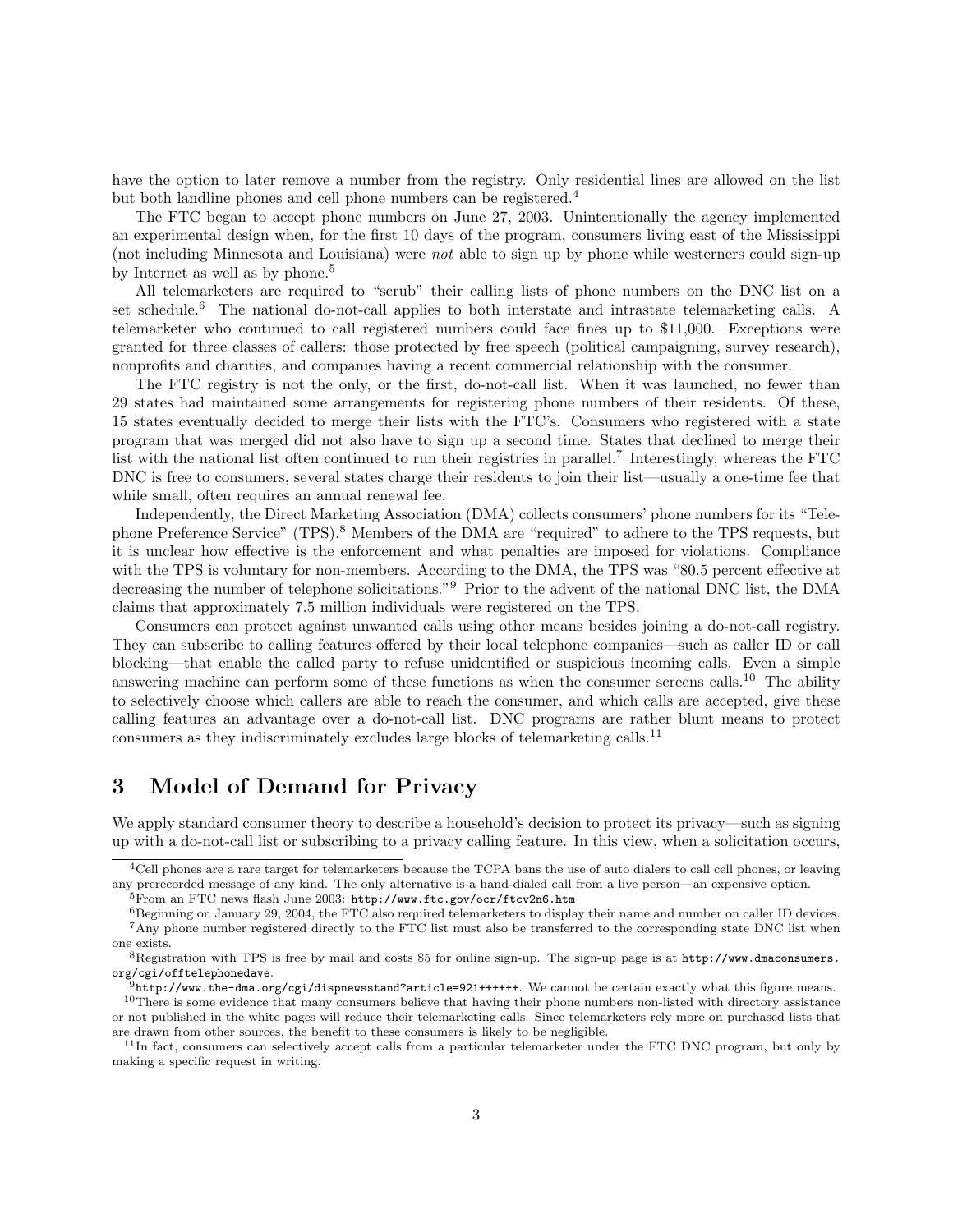have the option to later remove a number from the registry. Only residential lines are allowed on the list but both landline phones and cell phone numbers can be registered.[4]

The FTC began to accept phone numbers on June 27, 2003. Unintentionally the agency implemented an experimental design when, for the first 10 days of the program, consumers living east of the Mississippi (not including Minnesota and Louisiana) were *not* able to sign up by phone while westerners could sign-up by Internet as well as by phone.[5]

All telemarketers are required to "scrub" their calling lists of phone numbers on the DNC list on a set schedule.[6] The national do-not-call applies to both interstate and intrastate telemarketing calls. A telemarketer who continued to call registered numbers could face fines up to $11,000. Exceptions were granted for three classes of callers: those protected by free speech (political campaigning, survey research), nonprofits and charities, and companies having a recent commercial relationship with the consumer.

The FTC registry is not the only, or the first, do-not-call list. When it was launched, no fewer than 29 states had maintained some arrangements for registering phone numbers of their residents. Of these, 15 states eventually decided to merge their lists with the FTC's. Consumers who registered with a state program that was merged did not also have to sign up a second time. States that declined to merge their list with the national list often continued to run their registries in parallel.[7] Interestingly, whereas the FTC DNC is free to consumers, several states charge their residents to join their list—usually a one-time fee that while small, often requires an annual renewal fee.

Independently, the Direct Marketing Association (DMA) collects consumers' phone numbers for its "Telephone Preference Service" (TPS).[8] Members of the DMA are "required" to adhere to the TPS requests, but it is unclear how effective is the enforcement and what penalties are imposed for violations. Compliance with the TPS is voluntary for non-members. According to the DMA, the TPS was "80.5 percent effective at decreasing the number of telephone solicitations."[9] Prior to the advent of the national DNC list, the DMA claims that approximately 7.5 million individuals were registered on the TPS.

Consumers can protect against unwanted calls using other means besides joining a do-not-call registry. They can subscribe to calling features offered by their local telephone companies—such as caller ID or call blocking—that enable the called party to refuse unidentified or suspicious incoming calls. Even a simple answering machine can perform some of these functions as when the consumer screens calls.[10] The ability to selectively choose which callers are able to reach the consumer, and which calls are accepted, give these calling features an advantage over a do-not-call list. DNC programs are rather blunt means to protect consumers as they indiscriminately excludes large blocks of telemarketing calls.[11]

# 3 Model of Demand for Privacy

We apply standard consumer theory to describe a household's decision to protect its privacy—such as signing up with a do-not-call list or subscribing to a privacy calling feature. In this view, when a solicitation occurs,

---

[4] Cell phones are a rare target for telemarketers because the TCPA bans the use of auto dialers to call cell phones, or leaving any prerecorded message of any kind. The only alternative is a hand-dialed call from a live person—an expensive option.

[5] From an FTC news flash June 2003: http://www.ftc.gov/ocr/ftcv2n6.htm

[6] Beginning on January 29, 2004, the FTC also required telemarketers to display their name and number on caller ID devices.

[7] Any phone number registered directly to the FTC list must also be transferred to the corresponding state DNC list when one exists.

[8] Registration with TPS is free by mail and costs $5 for online sign-up. The sign-up page is at http://www.dmaconsumers.org/cgi/offtelephonedave.

[9] http://www.the-dma.org/cgi/dispnewsstand?article=921++++++. We cannot be certain exactly what this figure means.

[10] There is some evidence that many consumers believe that having their phone numbers non-listed with directory assistance or not published in the white pages will reduce their telemarketing calls. Since telemarketers rely more on purchased lists that are drawn from other sources, the benefit to these consumers is likely to be negligible.

[11] In fact, consumers can selectively accept calls from a particular telemarketer under the FTC DNC program, but only by making a specific request in writing.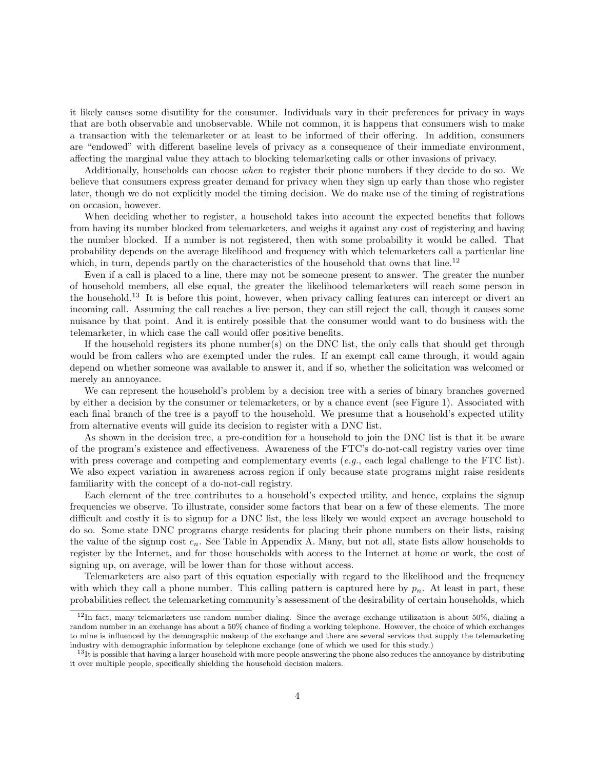it likely causes some disutility for the consumer. Individuals vary in their preferences for privacy in ways that are both observable and unobservable. While not common, it is happens that consumers wish to make a transaction with the telemarketer or at least to be informed of their offering. In addition, consumers are "endowed" with different baseline levels of privacy as a consequence of their immediate environment, affecting the marginal value they attach to blocking telemarketing calls or other invasions of privacy.

Additionally, households can choose *when* to register their phone numbers if they decide to do so. We believe that consumers express greater demand for privacy when they sign up early than those who register later, though we do not explicitly model the timing decision. We do make use of the timing of registrations on occasion, however.

When deciding whether to register, a household takes into account the expected benefits that follows from having its number blocked from telemarketers, and weighs it against any cost of registering and having the number blocked. If a number is not registered, then with some probability it would be called. That probability depends on the average likelihood and frequency with which telemarketers call a particular line which, in turn, depends partly on the characteristics of the household that owns that line.[12]

Even if a call is placed to a line, there may not be someone present to answer. The greater the number of household members, all else equal, the greater the likelihood telemarketers will reach some person in the household.[13] It is before this point, however, when privacy calling features can intercept or divert an incoming call. Assuming the call reaches a live person, they can still reject the call, though it causes some nuisance by that point. And it is entirely possible that the consumer would want to do business with the telemarketer, in which case the call would offer positive benefits.

If the household registers its phone number(s) on the DNC list, the only calls that should get through would be from callers who are exempted under the rules. If an exempt call came through, it would again depend on whether someone was available to answer it, and if so, whether the solicitation was welcomed or merely an annoyance.

We can represent the household's problem by a decision tree with a series of binary branches governed by either a decision by the consumer or telemarketers, or by a chance event (see Figure 1). Associated with each final branch of the tree is a payoff to the household. We presume that a household's expected utility from alternative events will guide its decision to register with a DNC list.

As shown in the decision tree, a pre-condition for a household to join the DNC list is that it be aware of the program's existence and effectiveness. Awareness of the FTC's do-not-call registry varies over time with press coverage and competing and complementary events (*e.g.*, each legal challenge to the FTC list). We also expect variation in awareness across region if only because state programs might raise residents familiarity with the concept of a do-not-call registry.

Each element of the tree contributes to a household's expected utility, and hence, explains the signup frequencies we observe. To illustrate, consider some factors that bear on a few of these elements. The more difficult and costly it is to signup for a DNC list, the less likely we would expect an average household to do so. Some state DNC programs charge residents for placing their phone numbers on their lists, raising the value of the signup cost $c_n$. See Table in Appendix A. Many, but not all, state lists allow households to register by the Internet, and for those households with access to the Internet at home or work, the cost of signing up, on average, will be lower than for those without access.

Telemarketers are also part of this equation especially with regard to the likelihood and the frequency with which they call a phone number. This calling pattern is captured here by $p_n$. At least in part, these probabilities reflect the telemarketing community's assessment of the desirability of certain households, which

[12] In fact, many telemarketers use random number dialing. Since the average exchange utilization is about 50%, dialing a random number in an exchange has about a 50% chance of finding a working telephone. However, the choice of which exchanges to mine is influenced by the demographic makeup of the exchange and there are several services that supply the telemarketing industry with demographic information by telephone exchange (one of which we used for this study.)

[13] It is possible that having a larger household with more people answering the phone also reduces the annoyance by distributing it over multiple people, specifically shielding the household decision makers.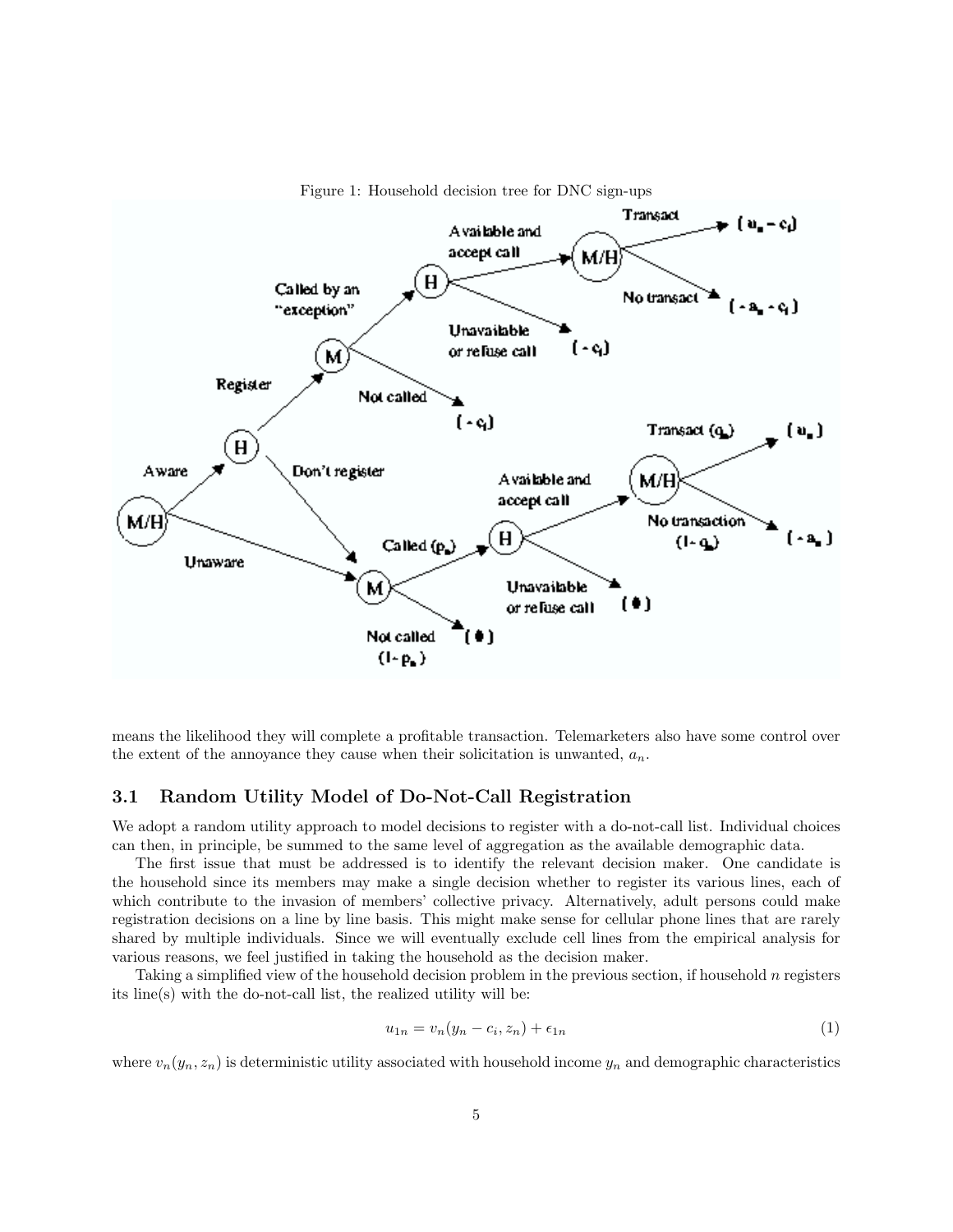Figure 1: Household decision tree for DNC sign-ups

M/H

Aware

Unaware

H

Register

Don't register

M

Called by an "exception"

Not called

$(-c_i)$

H

Available and accept call

Unavailable or refuse call

$(-c_i)$

M/H

Transact

$(u_n - c_i)$

No transact

$(-a_n - c_i)$

M

Called $(p_n)$

Not called $(1-p_n)$

$(0)$

H

Available and accept call

Unavailable or refuse call

$(0)$

M/H

Transact $(q_n)$

$(u_n)$

No transaction $(1-q_n)$

$(-a_n)$

means the likelihood they will complete a profitable transaction. Telemarketers also have some control over the extent of the annoyance they cause when their solicitation is unwanted, $a_n$.

### 3.1 Random Utility Model of Do-Not-Call Registration

We adopt a random utility approach to model decisions to register with a do-not-call list. Individual choices can then, in principle, be summed to the same level of aggregation as the available demographic data.

The first issue that must be addressed is to identify the relevant decision maker. One candidate is the household since its members may make a single decision whether to register its various lines, each of which contribute to the invasion of members' collective privacy. Alternatively, adult persons could make registration decisions on a line by line basis. This might make sense for cellular phone lines that are rarely shared by multiple individuals. Since we will eventually exclude cell lines from the empirical analysis for various reasons, we feel justified in taking the household as the decision maker.

Taking a simplified view of the household decision problem in the previous section, if household $n$ registers its line(s) with the do-not-call list, the realized utility will be:

$$u_{1n} = v_n(y_n - c_i, z_n) + \epsilon_{1n} \tag{1}$$

where $v_n(y_n, z_n)$ is deterministic utility associated with household income $y_n$ and demographic characteristics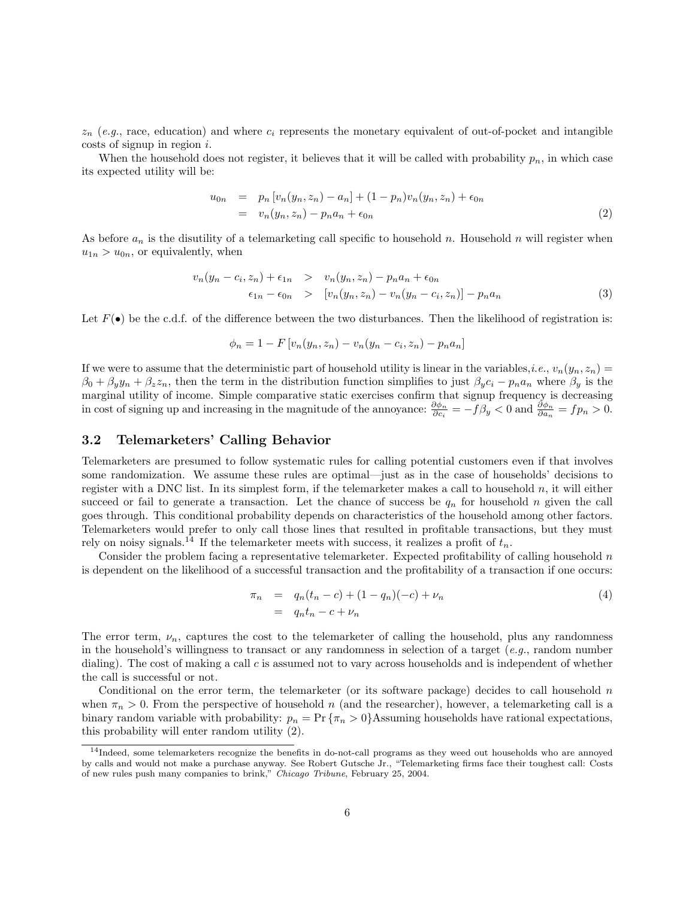$z_n$ (*e.g.*, race, education) and where $c_i$ represents the monetary equivalent of out-of-pocket and intangible costs of signup in region $i$.

When the household does not register, it believes that it will be called with probability $p_n$, in which case its expected utility will be:

$$
\begin{aligned}
u_{0n} &= p_n \left[ v_n(y_n, z_n) - a_n \right] + (1 - p_n) v_n(y_n, z_n) + \epsilon_{0n} \\
&= v_n(y_n, z_n) - p_n a_n + \epsilon_{0n}
\end{aligned}
\tag{2}
$$

As before $a_n$ is the disutility of a telemarketing call specific to household $n$. Household $n$ will register when $u_{1n} > u_{0n}$, or equivalently, when

$$
\begin{aligned}
v_n(y_n - c_i, z_n) + \epsilon_{1n} &> v_n(y_n, z_n) - p_n a_n + \epsilon_{0n} \\
\epsilon_{1n} - \epsilon_{0n} &> \left[ v_n(y_n, z_n) - v_n(y_n - c_i, z_n) \right] - p_n a_n
\end{aligned}
\tag{3}
$$

Let $F(\bullet)$ be the c.d.f. of the difference between the two disturbances. Then the likelihood of registration is:

$$
\phi_n = 1 - F\left[ v_n(y_n, z_n) - v_n(y_n - c_i, z_n) - p_n a_n \right]
$$

If we were to assume that the deterministic part of household utility is linear in the variables, *i.e.*, $v_n(y_n, z_n) = \beta_0 + \beta_y y_n + \beta_z z_n$, then the term in the distribution function simplifies to just $\beta_y c_i - p_n a_n$ where $\beta_y$ is the marginal utility of income. Simple comparative static exercises confirm that signup frequency is decreasing in cost of signing up and increasing in the magnitude of the annoyance: $\frac{\partial \phi_n}{\partial c_i} = -f \beta_y < 0$ and $\frac{\partial \phi_n}{\partial a_n} = f p_n > 0$.

### 3.2 Telemarketers' Calling Behavior

Telemarketers are presumed to follow systematic rules for calling potential customers even if that involves some randomization. We assume these rules are optimal—just as in the case of households' decisions to register with a DNC list. In its simplest form, if the telemarketer makes a call to household $n$, it will either succeed or fail to generate a transaction. Let the chance of success be $q_n$ for household $n$ given the call goes through. This conditional probability depends on characteristics of the household among other factors. Telemarketers would prefer to only call those lines that resulted in profitable transactions, but they must rely on noisy signals.[14] If the telemarketer meets with success, it realizes a profit of $t_n$.

Consider the problem facing a representative telemarketer. Expected profitability of calling household $n$ is dependent on the likelihood of a successful transaction and the profitability of a transaction if one occurs:

$$
\begin{aligned}
\pi_n &= q_n(t_n - c) + (1 - q_n)(-c) + \nu_n \\
&= q_n t_n - c + \nu_n
\end{aligned}
\tag{4}
$$

The error term, $\nu_n$, captures the cost to the telemarketer of calling the household, plus any randomness in the household's willingness to transact or any randomness in selection of a target (*e.g.*, random number dialing). The cost of making a call $c$ is assumed not to vary across households and is independent of whether the call is successful or not.

Conditional on the error term, the telemarketer (or its software package) decides to call household $n$ when $\pi_n > 0$. From the perspective of household $n$ (and the researcher), however, a telemarketing call is a binary random variable with probability: $p_n = \Pr\{\pi_n > 0\}$Assuming households have rational expectations, this probability will enter random utility (2).

[14] Indeed, some telemarketers recognize the benefits in do-not-call programs as they weed out households who are annoyed by calls and would not make a purchase anyway. See Robert Gutsche Jr., "Telemarketing firms face their toughest call: Costs of new rules push many companies to brink," *Chicago Tribune*, February 25, 2004.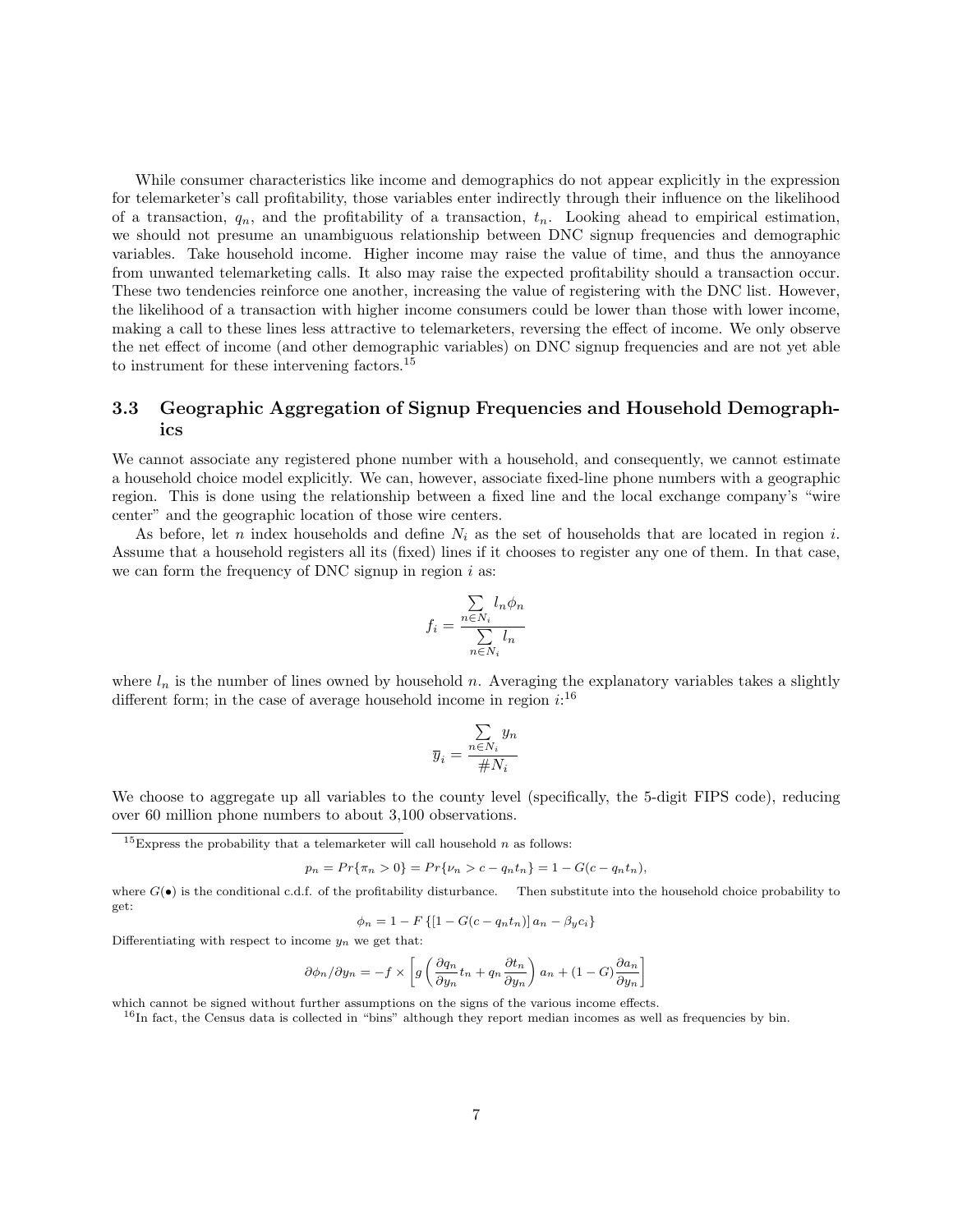While consumer characteristics like income and demographics do not appear explicitly in the expression for telemarketer's call profitability, those variables enter indirectly through their influence on the likelihood of a transaction, $q_n$, and the profitability of a transaction, $t_n$. Looking ahead to empirical estimation, we should not presume an unambiguous relationship between DNC signup frequencies and demographic variables. Take household income. Higher income may raise the value of time, and thus the annoyance from unwanted telemarketing calls. It also may raise the expected profitability should a transaction occur. These two tendencies reinforce one another, increasing the value of registering with the DNC list. However, the likelihood of a transaction with higher income consumers could be lower than those with lower income, making a call to these lines less attractive to telemarketers, reversing the effect of income. We only observe the net effect of income (and other demographic variables) on DNC signup frequencies and are not yet able to instrument for these intervening factors.[15]

## 3.3 Geographic Aggregation of Signup Frequencies and Household Demographics

We cannot associate any registered phone number with a household, and consequently, we cannot estimate a household choice model explicitly. We can, however, associate fixed-line phone numbers with a geographic region. This is done using the relationship between a fixed line and the local exchange company's "wire center" and the geographic location of those wire centers.

As before, let $n$ index households and define $N_i$ as the set of households that are located in region $i$. Assume that a household registers all its (fixed) lines if it chooses to register any one of them. In that case, we can form the frequency of DNC signup in region $i$ as:

$$f_i = \frac{\sum\limits_{n \in N_i} l_n \phi_n}{\sum\limits_{n \in N_i} l_n}$$

where $l_n$ is the number of lines owned by household $n$. Averaging the explanatory variables takes a slightly different form; in the case of average household income in region $i$:[16]

$$\overline{y}_i = \frac{\sum\limits_{n \in N_i} y_n}{\# N_i}$$

We choose to aggregate up all variables to the county level (specifically, the 5-digit FIPS code), reducing over 60 million phone numbers to about 3,100 observations.

---

[15] Express the probability that a telemarketer will call household $n$ as follows:

$$p_n = Pr\{\pi_n > 0\} = Pr\{\nu_n > c - q_n t_n\} = 1 - G(c - q_n t_n),$$

where $G(\bullet)$ is the conditional c.d.f. of the profitability disturbance. Then substitute into the household choice probability to get:

$$\phi_n = 1 - F\left\{[1 - G(c - q_n t_n)]\, a_n - \beta_y c_i\right\}$$

Differentiating with respect to income $y_n$ we get that:

$$\partial \phi_n / \partial y_n = -f \times \left[ g\left( \frac{\partial q_n}{\partial y_n} t_n + q_n \frac{\partial t_n}{\partial y_n} \right) a_n + (1 - G) \frac{\partial a_n}{\partial y_n} \right]$$

which cannot be signed without further assumptions on the signs of the various income effects.

[16] In fact, the Census data is collected in "bins" although they report median incomes as well as frequencies by bin.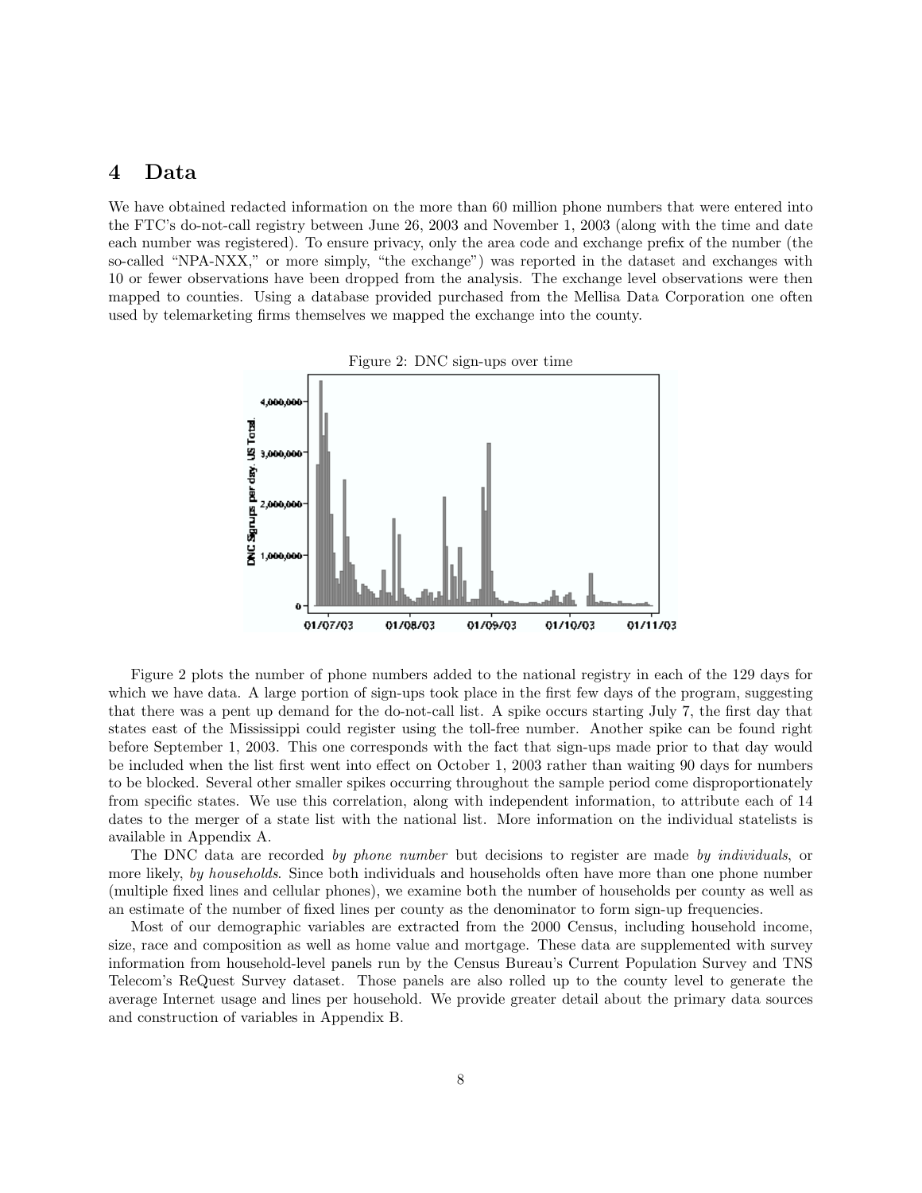# 4 Data

We have obtained redacted information on the more than 60 million phone numbers that were entered into the FTC's do-not-call registry between June 26, 2003 and November 1, 2003 (along with the time and date each number was registered). To ensure privacy, only the area code and exchange prefix of the number (the so-called "NPA-NXX," or more simply, "the exchange") was reported in the dataset and exchanges with 10 or fewer observations have been dropped from the analysis. The exchange level observations were then mapped to counties. Using a database provided purchased from the Mellisa Data Corporation one often used by telemarketing firms themselves we mapped the exchange into the county.

Figure 2: DNC sign-ups over time

DNC Signups per day, US Total

4,000,000
3,000,000
2,000,000
1,000,000
0

01/07/03
01/08/03
01/09/03
01/10/03
01/11/03

Figure 2 plots the number of phone numbers added to the national registry in each of the 129 days for which we have data. A large portion of sign-ups took place in the first few days of the program, suggesting that there was a pent up demand for the do-not-call list. A spike occurs starting July 7, the first day that states east of the Mississippi could register using the toll-free number. Another spike can be found right before September 1, 2003. This one corresponds with the fact that sign-ups made prior to that day would be included when the list first went into effect on October 1, 2003 rather than waiting 90 days for numbers to be blocked. Several other smaller spikes occurring throughout the sample period come disproportionately from specific states. We use this correlation, along with independent information, to attribute each of 14 dates to the merger of a state list with the national list. More information on the individual statelists is available in Appendix A.

The DNC data are recorded *by phone number* but decisions to register are made *by individuals*, or more likely, *by households*. Since both individuals and households often have more than one phone number (multiple fixed lines and cellular phones), we examine both the number of households per county as well as an estimate of the number of fixed lines per county as the denominator to form sign-up frequencies.

Most of our demographic variables are extracted from the 2000 Census, including household income, size, race and composition as well as home value and mortgage. These data are supplemented with survey information from household-level panels run by the Census Bureau's Current Population Survey and TNS Telecom's ReQuest Survey dataset. Those panels are also rolled up to the county level to generate the average Internet usage and lines per household. We provide greater detail about the primary data sources and construction of variables in Appendix B.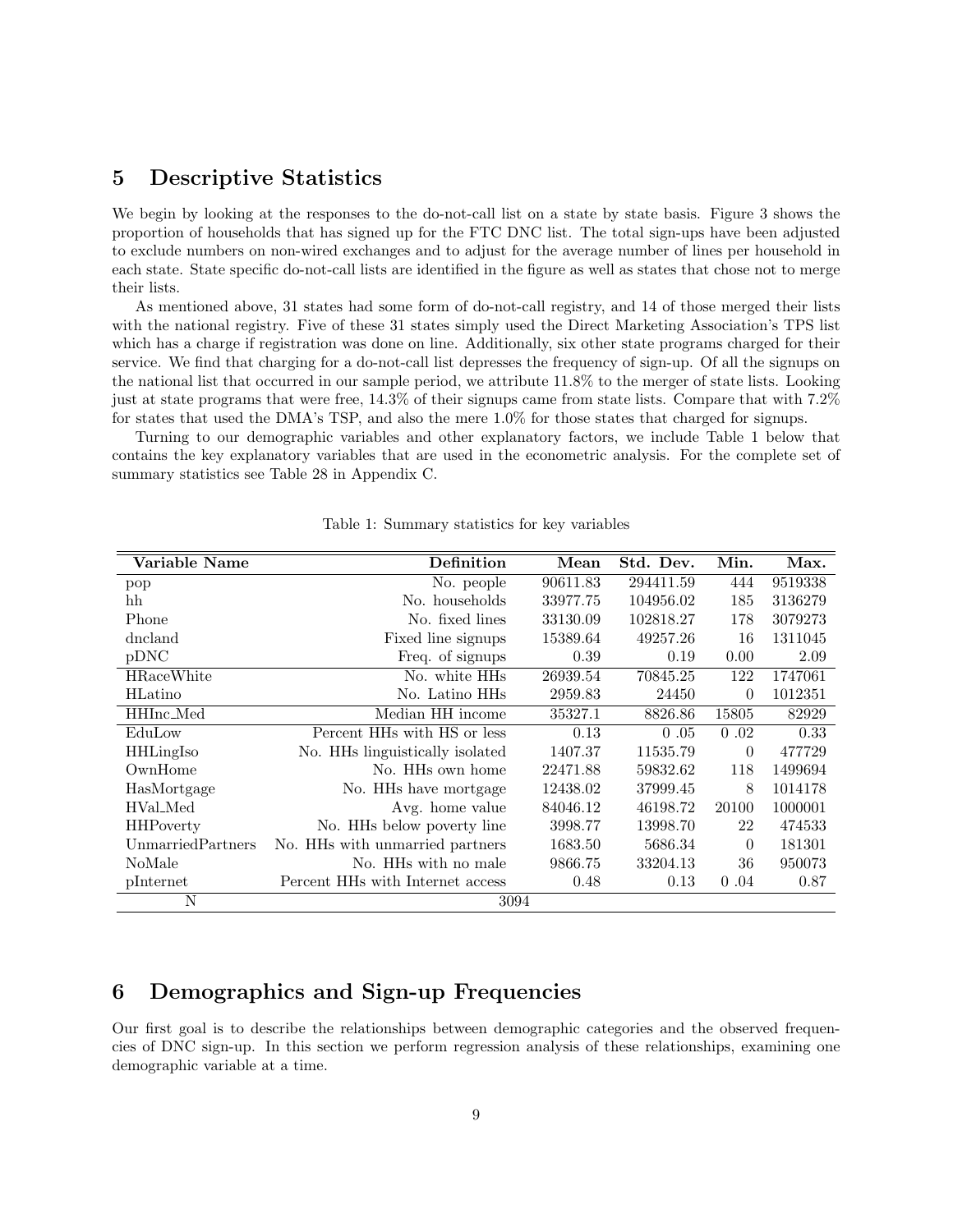## 5 Descriptive Statistics

We begin by looking at the responses to the do-not-call list on a state by state basis. Figure 3 shows the proportion of households that has signed up for the FTC DNC list. The total sign-ups have been adjusted to exclude numbers on non-wired exchanges and to adjust for the average number of lines per household in each state. State specific do-not-call lists are identified in the figure as well as states that chose not to merge their lists.

As mentioned above, 31 states had some form of do-not-call registry, and 14 of those merged their lists with the national registry. Five of these 31 states simply used the Direct Marketing Association's TPS list which has a charge if registration was done on line. Additionally, six other state programs charged for their service. We find that charging for a do-not-call list depresses the frequency of sign-up. Of all the signups on the national list that occurred in our sample period, we attribute 11.8% to the merger of state lists. Looking just at state programs that were free, 14.3% of their signups came from state lists. Compare that with 7.2% for states that used the DMA's TSP, and also the mere 1.0% for those states that charged for signups.

Turning to our demographic variables and other explanatory factors, we include Table 1 below that contains the key explanatory variables that are used in the econometric analysis. For the complete set of summary statistics see Table 28 in Appendix C.

Table 1: Summary statistics for key variables

| Variable Name | Definition | Mean | Std. Dev. | Min. | Max. |
|---|---|---|---|---|---|
| pop | No. people | 90611.83 | 294411.59 | 444 | 9519338 |
| hh | No. households | 33977.75 | 104956.02 | 185 | 3136279 |
| Phone | No. fixed lines | 33130.09 | 102818.27 | 178 | 3079273 |
| dncland | Fixed line signups | 15389.64 | 49257.26 | 16 | 1311045 |
| pDNC | Freq. of signups | 0.39 | 0.19 | 0.00 | 2.09 |
| HRaceWhite | No. white HHs | 26939.54 | 70845.25 | 122 | 1747061 |
| HLatino | No. Latino HHs | 2959.83 | 24450 | 0 | 1012351 |
| HHInc_Med | Median HH income | 35327.1 | 8826.86 | 15805 | 82929 |
| EduLow | Percent HHs with HS or less | 0.13 | 0 .05 | 0 .02 | 0.33 |
| HHLingIso | No. HHs linguistically isolated | 1407.37 | 11535.79 | 0 | 477729 |
| OwnHome | No. HHs own home | 22471.88 | 59832.62 | 118 | 1499694 |
| HasMortgage | No. HHs have mortgage | 12438.02 | 37999.45 | 8 | 1014178 |
| HVal_Med | Avg. home value | 84046.12 | 46198.72 | 20100 | 1000001 |
| HHPoverty | No. HHs below poverty line | 3998.77 | 13998.70 | 22 | 474533 |
| UnmarriedPartners | No. HHs with unmarried partners | 1683.50 | 5686.34 | 0 | 181301 |
| NoMale | No. HHs with no male | 9866.75 | 33204.13 | 36 | 950073 |
| pInternet | Percent HHs with Internet access | 0.48 | 0.13 | 0 .04 | 0.87 |
| N | 3094 | | | | |

## 6 Demographics and Sign-up Frequencies

Our first goal is to describe the relationships between demographic categories and the observed frequencies of DNC sign-up. In this section we perform regression analysis of these relationships, examining one demographic variable at a time.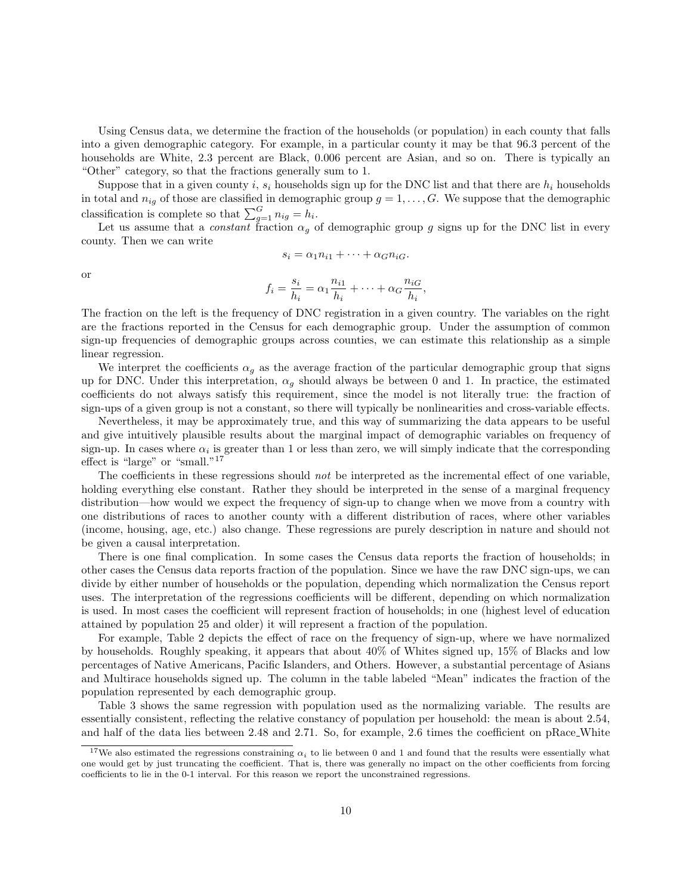Using Census data, we determine the fraction of the households (or population) in each county that falls into a given demographic category. For example, in a particular county it may be that 96.3 percent of the households are White, 2.3 percent are Black, 0.006 percent are Asian, and so on. There is typically an "Other" category, so that the fractions generally sum to 1.

Suppose that in a given county $i$, $s_i$ households sign up for the DNC list and that there are $h_i$ households in total and $n_{ig}$ of those are classified in demographic group $g = 1, \ldots, G$. We suppose that the demographic classification is complete so that $\sum_{g=1}^{G} n_{ig} = h_i$.

Let us assume that a *constant* fraction $\alpha_g$ of demographic group $g$ signs up for the DNC list in every county. Then we can write

$$s_i = \alpha_1 n_{i1} + \cdots + \alpha_G n_{iG}.$$

or

$$f_i = \frac{s_i}{h_i} = \alpha_1 \frac{n_{i1}}{h_i} + \cdots + \alpha_G \frac{n_{iG}}{h_i},$$

The fraction on the left is the frequency of DNC registration in a given country. The variables on the right are the fractions reported in the Census for each demographic group. Under the assumption of common sign-up frequencies of demographic groups across counties, we can estimate this relationship as a simple linear regression.

We interpret the coefficients $\alpha_g$ as the average fraction of the particular demographic group that signs up for DNC. Under this interpretation, $\alpha_g$ should always be between 0 and 1. In practice, the estimated coefficients do not always satisfy this requirement, since the model is not literally true: the fraction of sign-ups of a given group is not a constant, so there will typically be nonlinearities and cross-variable effects.

Nevertheless, it may be approximately true, and this way of summarizing the data appears to be useful and give intuitively plausible results about the marginal impact of demographic variables on frequency of sign-up. In cases where $\alpha_i$ is greater than 1 or less than zero, we will simply indicate that the corresponding effect is "large" or "small."[17]

The coefficients in these regressions should *not* be interpreted as the incremental effect of one variable, holding everything else constant. Rather they should be interpreted in the sense of a marginal frequency distribution—how would we expect the frequency of sign-up to change when we move from a country with one distributions of races to another county with a different distribution of races, where other variables (income, housing, age, etc.) also change. These regressions are purely description in nature and should not be given a causal interpretation.

There is one final complication. In some cases the Census data reports the fraction of households; in other cases the Census data reports fraction of the population. Since we have the raw DNC sign-ups, we can divide by either number of households or the population, depending which normalization the Census report uses. The interpretation of the regressions coefficients will be different, depending on which normalization is used. In most cases the coefficient will represent fraction of households; in one (highest level of education attained by population 25 and older) it will represent a fraction of the population.

For example, Table 2 depicts the effect of race on the frequency of sign-up, where we have normalized by households. Roughly speaking, it appears that about 40% of Whites signed up, 15% of Blacks and low percentages of Native Americans, Pacific Islanders, and Others. However, a substantial percentage of Asians and Multirace households signed up. The column in the table labeled "Mean" indicates the fraction of the population represented by each demographic group.

Table 3 shows the same regression with population used as the normalizing variable. The results are essentially consistent, reflecting the relative constancy of population per household: the mean is about 2.54, and half of the data lies between 2.48 and 2.71. So, for example, 2.6 times the coefficient on pRace_White

[17] We also estimated the regressions constraining $\alpha_i$ to lie between 0 and 1 and found that the results were essentially what one would get by just truncating the coefficient. That is, there was generally no impact on the other coefficients from forcing coefficients to lie in the 0-1 interval. For this reason we report the unconstrained regressions.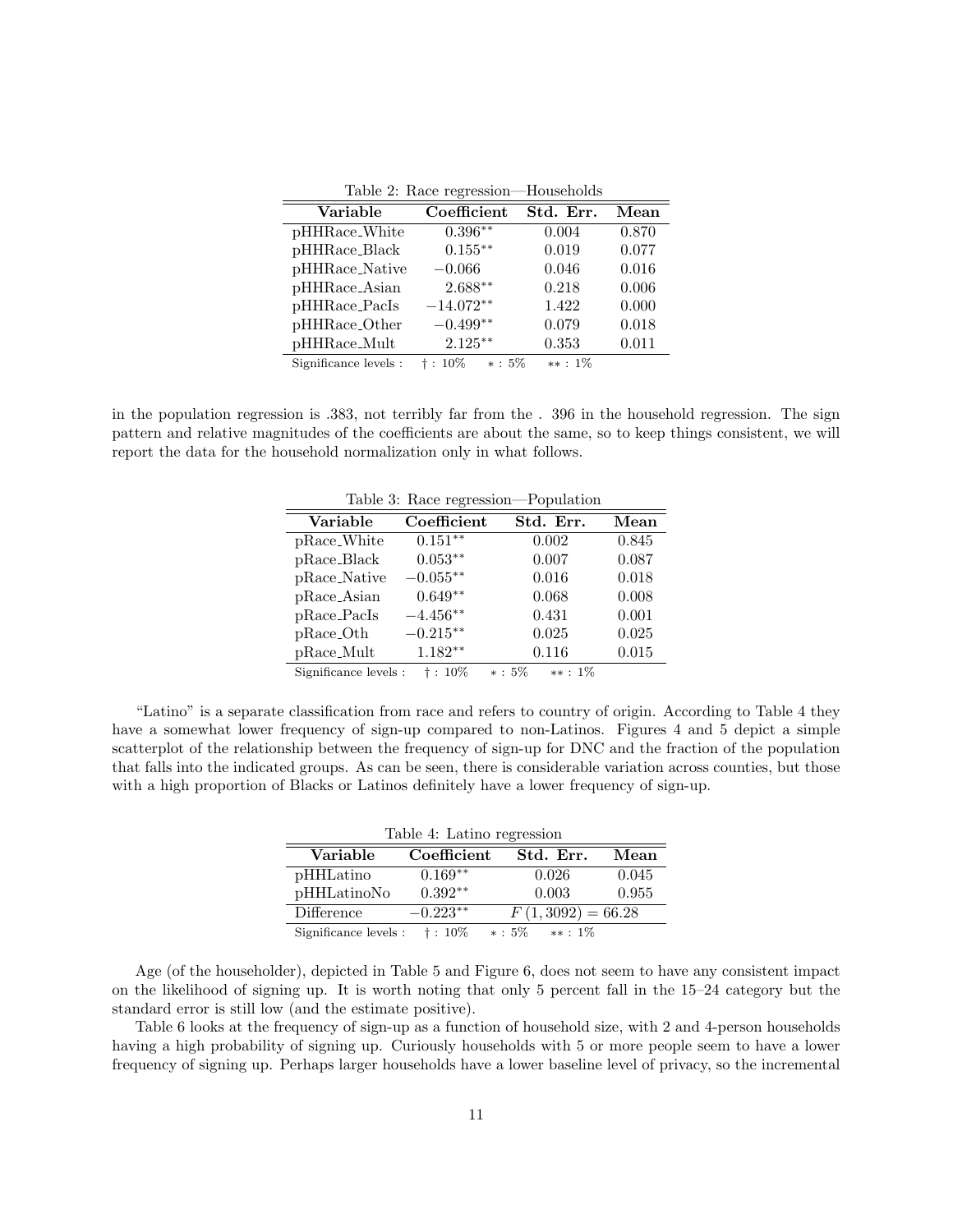Table 2: Race regression—Households

| Variable | Coefficient | Std. Err. | Mean |
|---|---|---|---|
| pHHRace_White | $0.396^{**}$ | 0.004 | 0.870 |
| pHHRace_Black | $0.155^{**}$ | 0.019 | 0.077 |
| pHHRace_Native | $-0.066$ | 0.046 | 0.016 |
| pHHRace_Asian | $2.688^{**}$ | 0.218 | 0.006 |
| pHHRace_PacIs | $-14.072^{**}$ | 1.422 | 0.000 |
| pHHRace_Other | $-0.499^{**}$ | 0.079 | 0.018 |
| pHHRace_Mult | $2.125^{**}$ | 0.353 | 0.011 |

Significance levels : † : 10% $*$ : 5% $**$ : 1%

in the population regression is .383, not terribly far from the . 396 in the household regression. The sign pattern and relative magnitudes of the coefficients are about the same, so to keep things consistent, we will report the data for the household normalization only in what follows.

Table 3: Race regression—Population

| Variable | Coefficient | Std. Err. | Mean |
|---|---|---|---|
| pRace_White | $0.151^{**}$ | 0.002 | 0.845 |
| pRace_Black | $0.053^{**}$ | 0.007 | 0.087 |
| pRace_Native | $-0.055^{**}$ | 0.016 | 0.018 |
| pRace_Asian | $0.649^{**}$ | 0.068 | 0.008 |
| pRace_PacIs | $-4.456^{**}$ | 0.431 | 0.001 |
| pRace_Oth | $-0.215^{**}$ | 0.025 | 0.025 |
| pRace_Mult | $1.182^{**}$ | 0.116 | 0.015 |

Significance levels : † : 10% $*$ : 5% $**$ : 1%

"Latino" is a separate classification from race and refers to country of origin. According to Table 4 they have a somewhat lower frequency of sign-up compared to non-Latinos. Figures 4 and 5 depict a simple scatterplot of the relationship between the frequency of sign-up for DNC and the fraction of the population that falls into the indicated groups. As can be seen, there is considerable variation across counties, but those with a high proportion of Blacks or Latinos definitely have a lower frequency of sign-up.

Table 4: Latino regression

| Variable | Coefficient | Std. Err. | Mean |
|---|---|---|---|
| pHHLatino | $0.169^{**}$ | 0.026 | 0.045 |
| pHHLatinoNo | $0.392^{**}$ | 0.003 | 0.955 |
| Difference | $-0.223^{**}$ | $F(1, 3092) = 66.28$ | |

Significance levels : † : 10% $*$ : 5% $**$ : 1%

Age (of the householder), depicted in Table 5 and Figure 6, does not seem to have any consistent impact on the likelihood of signing up. It is worth noting that only 5 percent fall in the 15–24 category but the standard error is still low (and the estimate positive).

Table 6 looks at the frequency of sign-up as a function of household size, with 2 and 4-person households having a high probability of signing up. Curiously households with 5 or more people seem to have a lower frequency of signing up. Perhaps larger households have a lower baseline level of privacy, so the incremental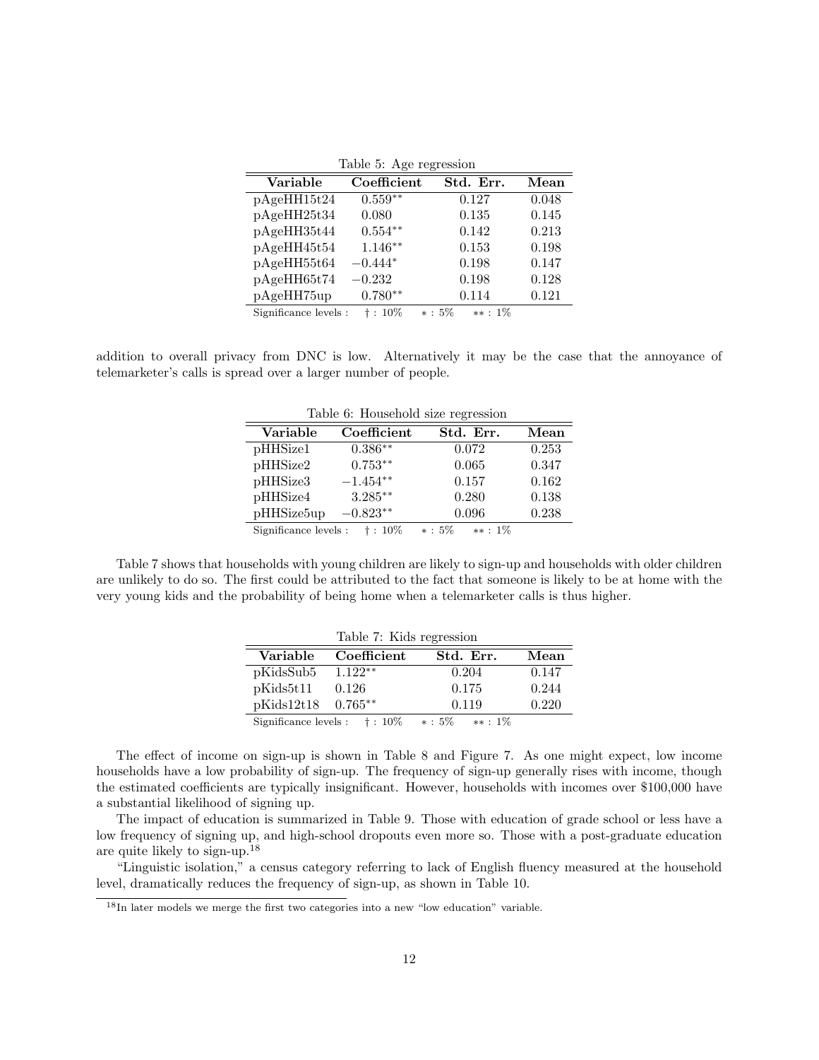Table 5: Age regression

| Variable | Coefficient | Std. Err. | Mean |
|---|---|---|---|
| pAgeHH15t24 | $0.559^{**}$ | 0.127 | 0.048 |
| pAgeHH25t34 | 0.080 | 0.135 | 0.145 |
| pAgeHH35t44 | $0.554^{**}$ | 0.142 | 0.213 |
| pAgeHH45t54 | $1.146^{**}$ | 0.153 | 0.198 |
| pAgeHH55t64 | $-0.444^{*}$ | 0.198 | 0.147 |
| pAgeHH65t74 | $-0.232$ | 0.198 | 0.128 |
| pAgeHH75up | $0.780^{**}$ | 0.114 | 0.121 |

Significance levels : † : 10% $*$ : 5% $**$ : 1%

addition to overall privacy from DNC is low. Alternatively it may be the case that the annoyance of telemarketer's calls is spread over a larger number of people.

Table 6: Household size regression

| Variable | Coefficient | Std. Err. | Mean |
|---|---|---|---|
| pHHSize1 | $0.386^{**}$ | 0.072 | 0.253 |
| pHHSize2 | $0.753^{**}$ | 0.065 | 0.347 |
| pHHSize3 | $-1.454^{**}$ | 0.157 | 0.162 |
| pHHSize4 | $3.285^{**}$ | 0.280 | 0.138 |
| pHHSize5up | $-0.823^{**}$ | 0.096 | 0.238 |

Significance levels : † : 10% $*$ : 5% $**$ : 1%

Table 7 shows that households with young children are likely to sign-up and households with older children are unlikely to do so. The first could be attributed to the fact that someone is likely to be at home with the very young kids and the probability of being home when a telemarketer calls is thus higher.

Table 7: Kids regression

| Variable | Coefficient | Std. Err. | Mean |
|---|---|---|---|
| pKidsSub5 | $1.122^{**}$ | 0.204 | 0.147 |
| pKids5t11 | 0.126 | 0.175 | 0.244 |
| pKids12t18 | $0.765^{**}$ | 0.119 | 0.220 |

Significance levels : † : 10% $*$ : 5% $**$ : 1%

The effect of income on sign-up is shown in Table 8 and Figure 7. As one might expect, low income households have a low probability of sign-up. The frequency of sign-up generally rises with income, though the estimated coefficients are typically insignificant. However, households with incomes over $100,000 have a substantial likelihood of signing up.

The impact of education is summarized in Table 9. Those with education of grade school or less have a low frequency of signing up, and high-school dropouts even more so. Those with a post-graduate education are quite likely to sign-up.[18]

"Linguistic isolation," a census category referring to lack of English fluency measured at the household level, dramatically reduces the frequency of sign-up, as shown in Table 10.

[18] In later models we merge the first two categories into a new "low education" variable.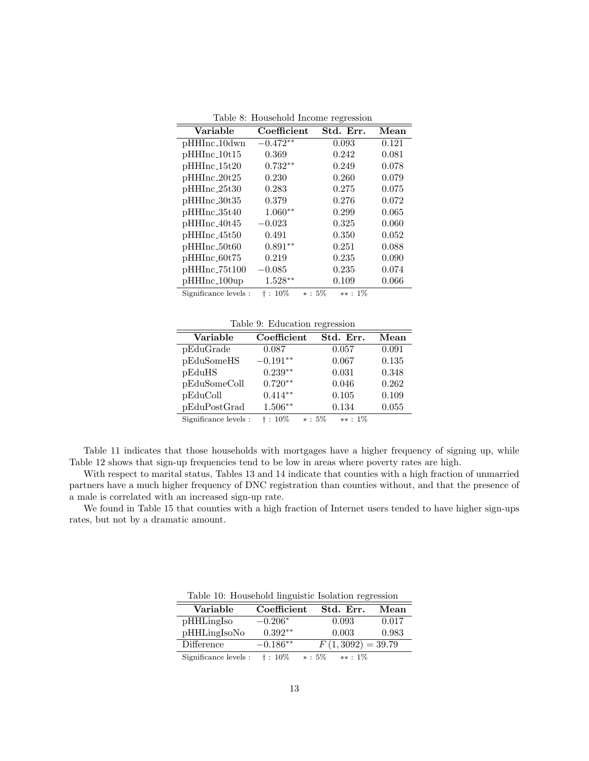Table 8: Household Income regression

| Variable | Coefficient | Std. Err. | Mean |
|---|---|---|---|
| pHHInc_10dwn | $-0.472^{**}$ | 0.093 | 0.121 |
| pHHInc_10t15 | 0.369 | 0.242 | 0.081 |
| pHHInc_15t20 | $0.732^{**}$ | 0.249 | 0.078 |
| pHHInc_20t25 | 0.230 | 0.260 | 0.079 |
| pHHInc_25t30 | 0.283 | 0.275 | 0.075 |
| pHHInc_30t35 | 0.379 | 0.276 | 0.072 |
| pHHInc_35t40 | $1.060^{**}$ | 0.299 | 0.065 |
| pHHInc_40t45 | $-0.023$ | 0.325 | 0.060 |
| pHHInc_45t50 | 0.491 | 0.350 | 0.052 |
| pHHInc_50t60 | $0.891^{**}$ | 0.251 | 0.088 |
| pHHInc_60t75 | 0.219 | 0.235 | 0.090 |
| pHHInc_75t100 | $-0.085$ | 0.235 | 0.074 |
| pHHInc_100up | $1.528^{**}$ | 0.109 | 0.066 |

Significance levels : † : 10% ∗ : 5% ∗∗ : 1%

Table 9: Education regression

| Variable | Coefficient | Std. Err. | Mean |
|---|---|---|---|
| pEduGrade | 0.087 | 0.057 | 0.091 |
| pEduSomeHS | $-0.191^{**}$ | 0.067 | 0.135 |
| pEduHS | $0.239^{**}$ | 0.031 | 0.348 |
| pEduSomeColl | $0.720^{**}$ | 0.046 | 0.262 |
| pEduColl | $0.414^{**}$ | 0.105 | 0.109 |
| pEduPostGrad | $1.506^{**}$ | 0.134 | 0.055 |

Significance levels : † : 10% ∗ : 5% ∗∗ : 1%

Table 11 indicates that those households with mortgages have a higher frequency of signing up, while Table 12 shows that sign-up frequencies tend to be low in areas where poverty rates are high.

With respect to marital status, Tables 13 and 14 indicate that counties with a high fraction of unmarried partners have a much higher frequency of DNC registration than counties without, and that the presence of a male is correlated with an increased sign-up rate.

We found in Table 15 that counties with a high fraction of Internet users tended to have higher sign-ups rates, but not by a dramatic amount.

Table 10: Household linguistic Isolation regression

| Variable | Coefficient | Std. Err. | Mean |
|---|---|---|---|
| pHHLingIso | $-0.206^{*}$ | 0.093 | 0.017 |
| pHHLingIsoNo | $0.392^{**}$ | 0.003 | 0.983 |
| Difference | $-0.186^{**}$ | $F(1, 3092) = 39.79$ | |

Significance levels : † : 10% ∗ : 5% ∗∗ : 1%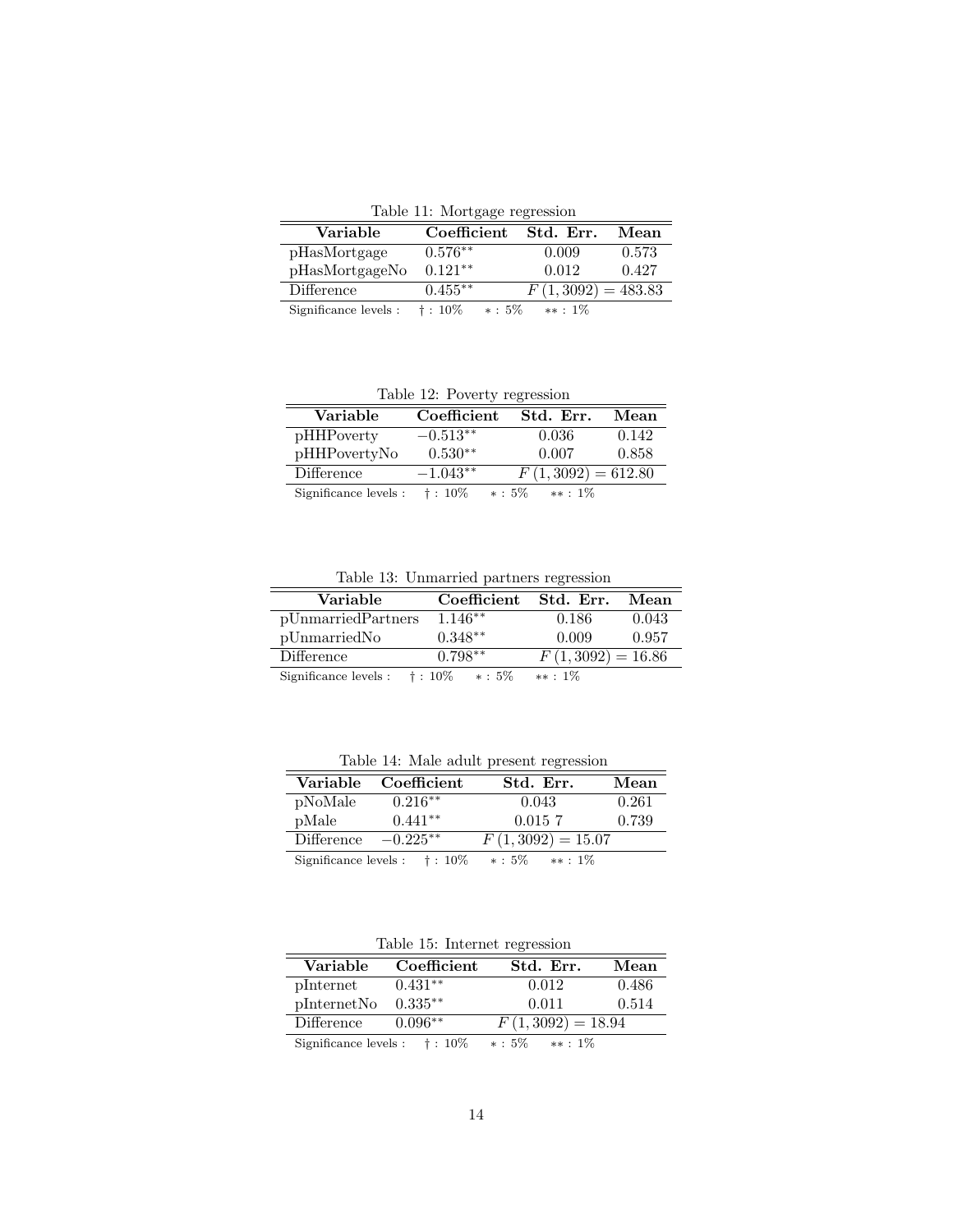Table 11: Mortgage regression

| Variable | Coefficient | Std. Err. | Mean |
|---|---|---|---|
| pHasMortgage | $0.576^{**}$ | 0.009 | 0.573 |
| pHasMortgageNo | $0.121^{**}$ | 0.012 | 0.427 |
| Difference | $0.455^{**}$ | $F(1, 3092) = 483.83$ | |

Significance levels : $\dagger$ : 10% $*$ : 5% $**$ : 1%

Table 12: Poverty regression

| Variable | Coefficient | Std. Err. | Mean |
|---|---|---|---|
| pHHPoverty | $-0.513^{**}$ | 0.036 | 0.142 |
| pHHPovertyNo | $0.530^{**}$ | 0.007 | 0.858 |
| Difference | $-1.043^{**}$ | $F(1, 3092) = 612.80$ | |

Significance levels : $\dagger$ : 10% $*$ : 5% $**$ : 1%

Table 13: Unmarried partners regression

| Variable | Coefficient | Std. Err. | Mean |
|---|---|---|---|
| pUnmarriedPartners | $1.146^{**}$ | 0.186 | 0.043 |
| pUnmarriedNo | $0.348^{**}$ | 0.009 | 0.957 |
| Difference | $0.798^{**}$ | $F(1, 3092) = 16.86$ | |

Significance levels : $\dagger$ : 10% $*$ : 5% $**$ : 1%

Table 14: Male adult present regression

| Variable | Coefficient | Std. Err. | Mean |
|---|---|---|---|
| pNoMale | $0.216^{**}$ | 0.043 | 0.261 |
| pMale | $0.441^{**}$ | 0.015 7 | 0.739 |
| Difference | $-0.225^{**}$ | $F(1, 3092) = 15.07$ | |

Significance levels : $\dagger$ : 10% $*$ : 5% $**$ : 1%

Table 15: Internet regression

| Variable | Coefficient | Std. Err. | Mean |
|---|---|---|---|
| pInternet | $0.431^{**}$ | 0.012 | 0.486 |
| pInternetNo | $0.335^{**}$ | 0.011 | 0.514 |
| Difference | $0.096^{**}$ | $F(1, 3092) = 18.94$ | |

Significance levels : $\dagger$ : 10% $*$ : 5% $**$ : 1%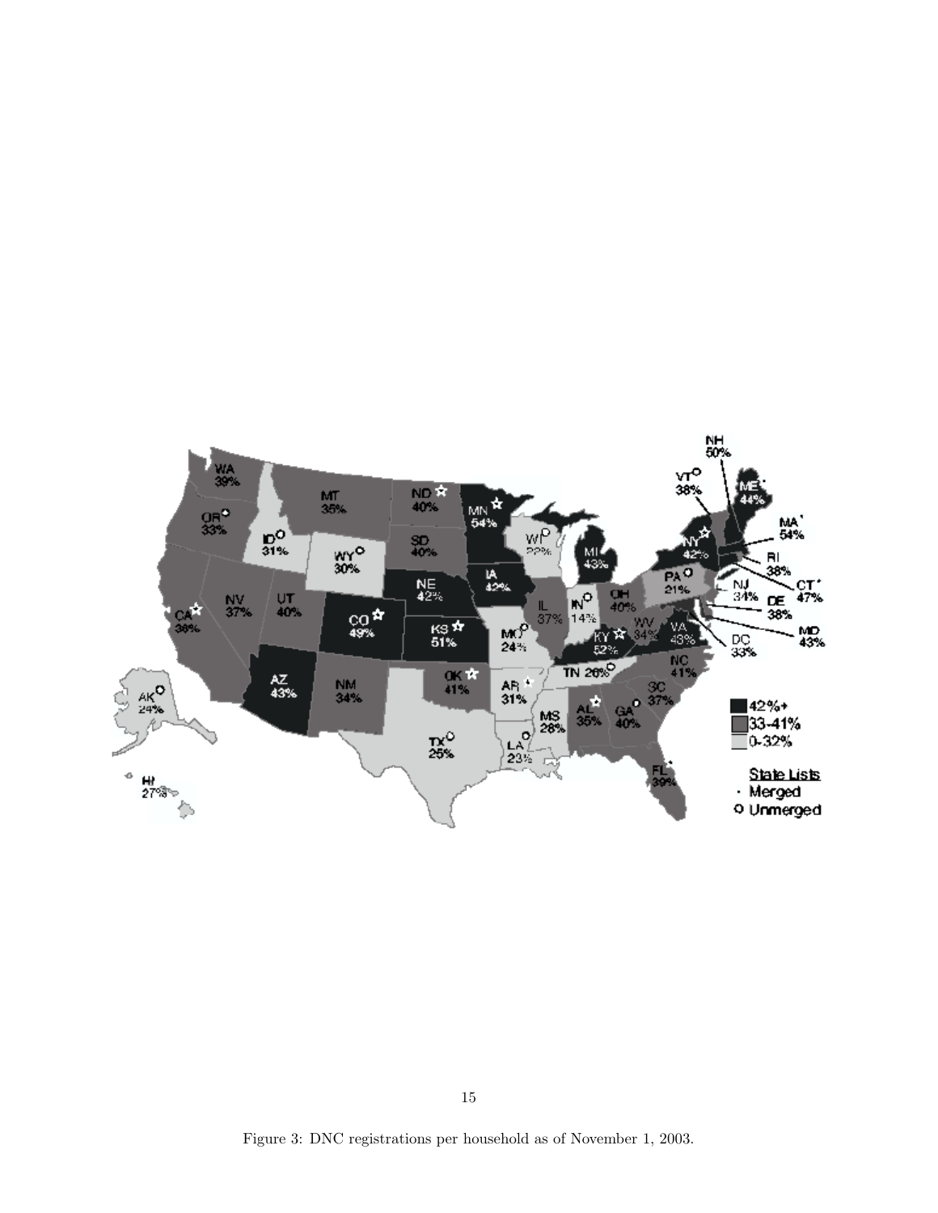NH 50%
VT 38%
ME 44%
WA 39%
MT 35%
ND 40%
MN 54%
MA 54%
OR 33%
ID 31%
WY 30%
SD 40%
WI 22%
MI 43%
NY 42%
RI 38%
NE 42%
IA 42%
PA 21%
CT 47%
NJ 34%
DE 38%
NV 37%
UT 40%
CA 38%
CO 49%
KS 51%
IL 37%
IN 14%
OH 40%
MO 24%
KY 52%
WV 34%
VA 43%
MD 43%
DC 33%
TN 26%
NC 41%
AZ 43%
NM 34%
OK 41%
AR 31%
SC 37%
AL 35%
GA 40%
MS 28%
AK 24%
TX 25%
LA 23%
FL 39%
HI 27%

42%+
33-41%
0-32%

State Lists
· Merged
O Unmerged

Figure 3: DNC registrations per household as of November 1, 2003.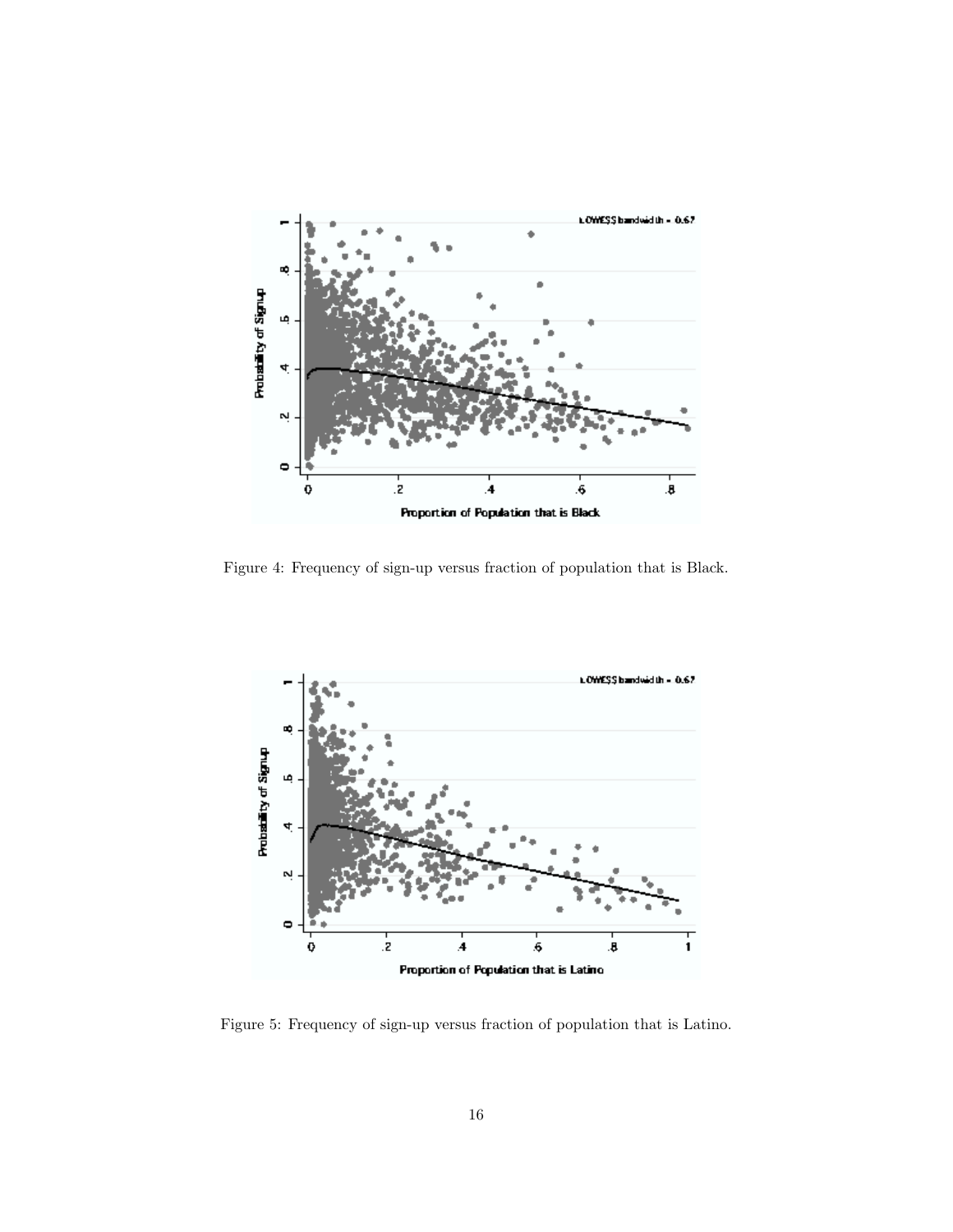LOWESS bandwidth = 0.67

Probability of Signup

0 .2 .4 .6 .8 1

0 .2 .4 .6 .8

Proportion of Population that is Black

Figure 4: Frequency of sign-up versus fraction of population that is Black.

LOWESS bandwidth = 0.67

Probability of Signup

0 .2 .4 .6 .8 1

0 .2 .4 .6 .8 1

Proportion of Population that is Latino

Figure 5: Frequency of sign-up versus fraction of population that is Latino.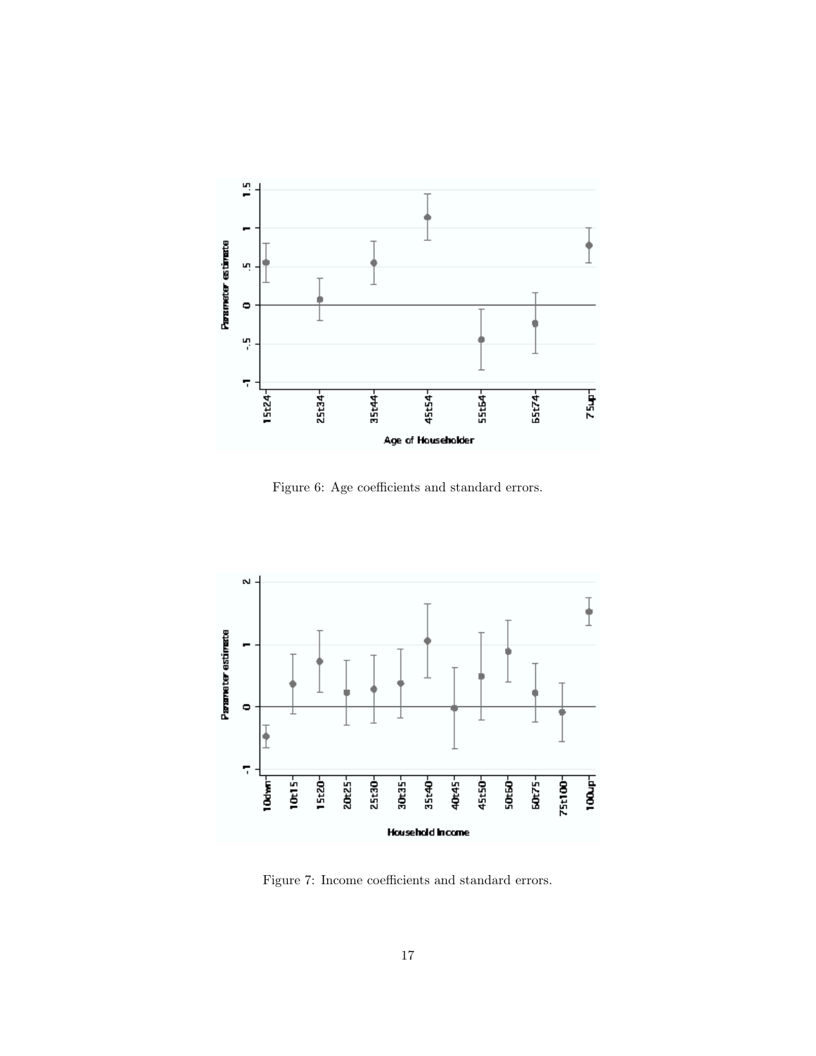Parameter estimate

1.5
1
.5
0
-.5
-1

15t24
25t34
35t44
45t54
55t64
65t74
75up

Age of Householder

Figure 6: Age coefficients and standard errors.

Parameter estimate

2
1
0
-1

10dwn
10t15
15t20
20t25
25t30
30t35
35t40
40t45
45t50
50t60
60t75
75t100
100up

Household Income

Figure 7: Income coefficients and standard errors.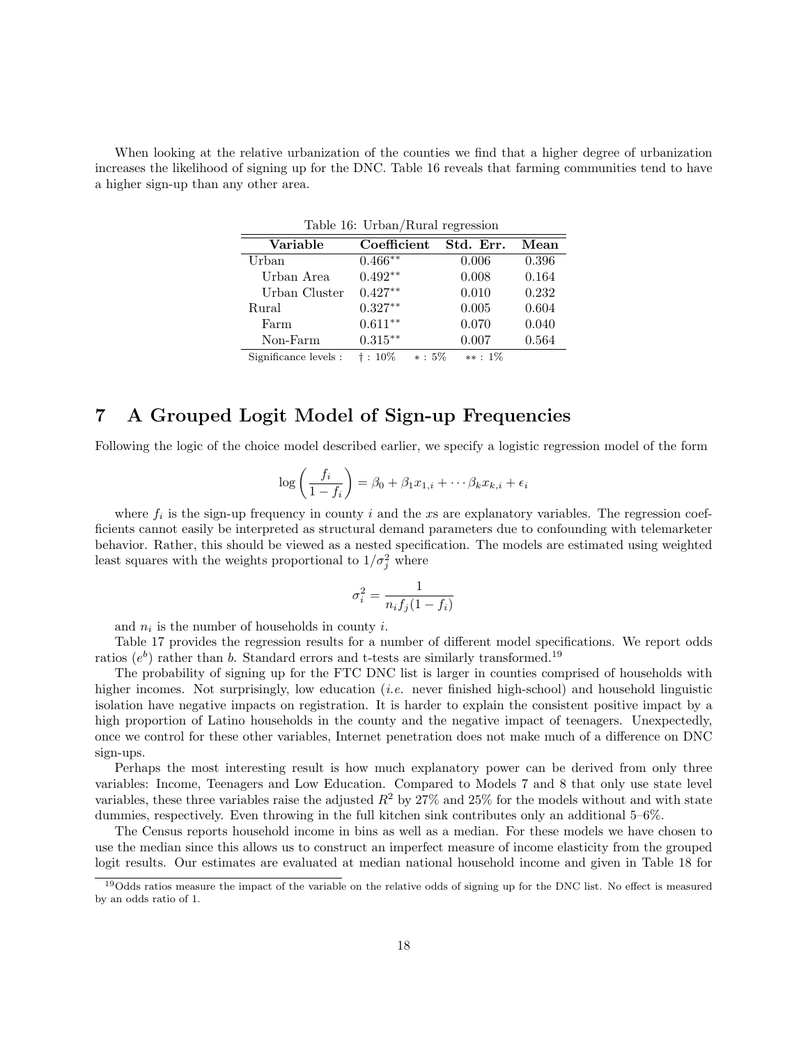When looking at the relative urbanization of the counties we find that a higher degree of urbanization increases the likelihood of signing up for the DNC. Table 16 reveals that farming communities tend to have a higher sign-up than any other area.

Table 16: Urban/Rural regression

| Variable | Coefficient | Std. Err. | Mean |
|---|---|---|---|
| Urban | 0.466** | 0.006 | 0.396 |
| Urban Area | 0.492** | 0.008 | 0.164 |
| Urban Cluster | 0.427** | 0.010 | 0.232 |
| Rural | 0.327** | 0.005 | 0.604 |
| Farm | 0.611** | 0.070 | 0.040 |
| Non-Farm | 0.315** | 0.007 | 0.564 |

Significance levels : † : 10% ∗ : 5% ∗∗ : 1%

# 7 A Grouped Logit Model of Sign-up Frequencies

Following the logic of the choice model described earlier, we specify a logistic regression model of the form

$$\log\left(\frac{f_i}{1-f_i}\right) = \beta_0 + \beta_1 x_{1,i} + \cdots \beta_k x_{k,i} + \epsilon_i$$

where $f_i$ is the sign-up frequency in county $i$ and the $x$s are explanatory variables. The regression coefficients cannot easily be interpreted as structural demand parameters due to confounding with telemarketer behavior. Rather, this should be viewed as a nested specification. The models are estimated using weighted least squares with the weights proportional to $1/\sigma_j^2$ where

$$\sigma_i^2 = \frac{1}{n_i f_j (1-f_i)}$$

and $n_i$ is the number of households in county $i$.

Table 17 provides the regression results for a number of different model specifications. We report odds ratios ($e^b$) rather than $b$. Standard errors and t-tests are similarly transformed.[19]

The probability of signing up for the FTC DNC list is larger in counties comprised of households with higher incomes. Not surprisingly, low education (*i.e.* never finished high-school) and household linguistic isolation have negative impacts on registration. It is harder to explain the consistent positive impact by a high proportion of Latino households in the county and the negative impact of teenagers. Unexpectedly, once we control for these other variables, Internet penetration does not make much of a difference on DNC sign-ups.

Perhaps the most interesting result is how much explanatory power can be derived from only three variables: Income, Teenagers and Low Education. Compared to Models 7 and 8 that only use state level variables, these three variables raise the adjusted $R^2$ by 27% and 25% for the models without and with state dummies, respectively. Even throwing in the full kitchen sink contributes only an additional 5–6%.

The Census reports household income in bins as well as a median. For these models we have chosen to use the median since this allows us to construct an imperfect measure of income elasticity from the grouped logit results. Our estimates are evaluated at median national household income and given in Table 18 for

[19] Odds ratios measure the impact of the variable on the relative odds of signing up for the DNC list. No effect is measured by an odds ratio of 1.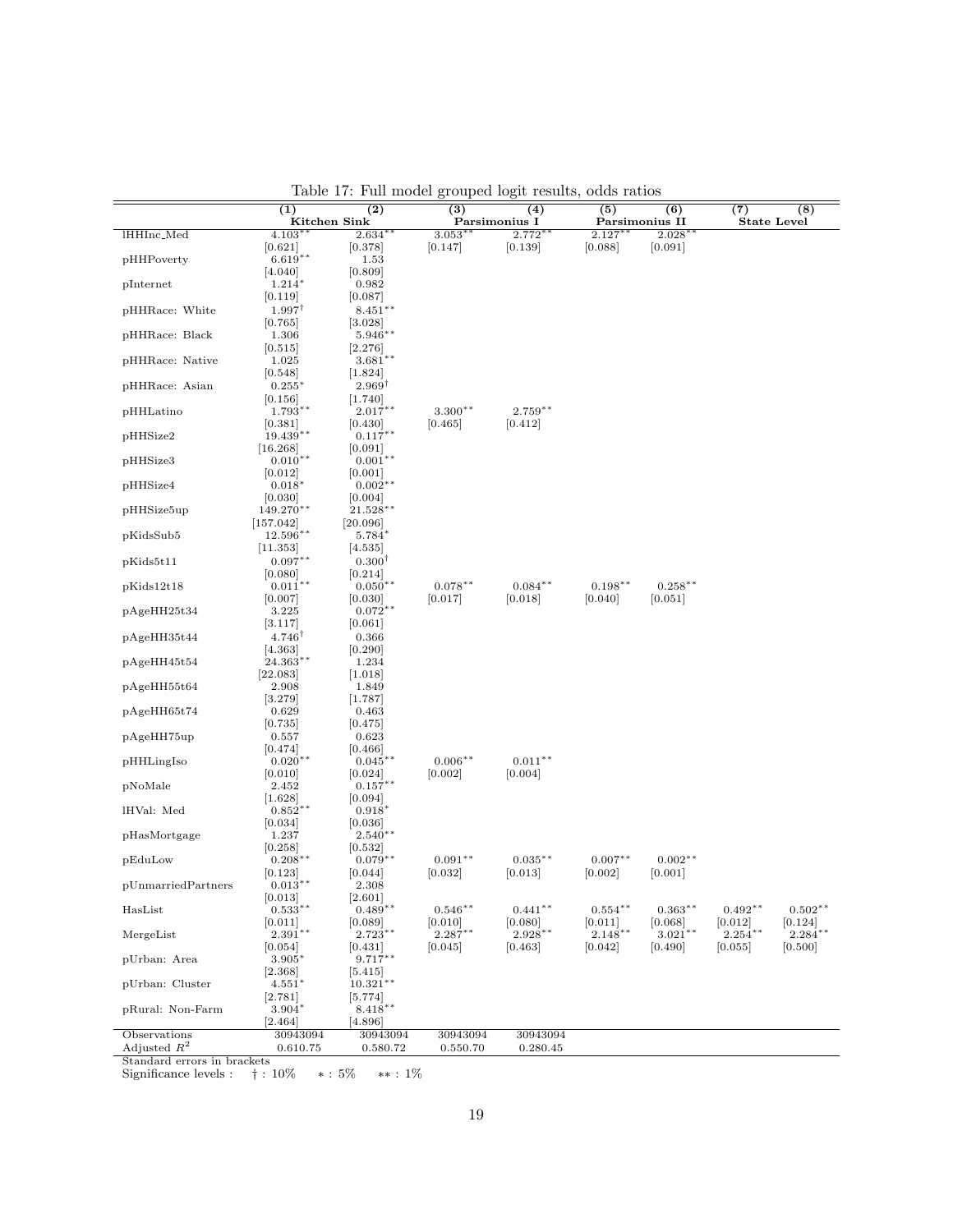Table 17: Full model grouped logit results, odds ratios

| | (1) | (2) | (3) | (4) | (5) | (6) | (7) | (8) |
|---|---|---|---|---|---|---|---|---|
| | Kitchen Sink | | Parsimonius I | | Parsimonius II | | State Level | |
| lHHInc_Med | 4.103** | 2.634** | 3.053** | 2.772** | 2.127** | 2.028** | | |
| | [0.621] | [0.378] | [0.147] | [0.139] | [0.088] | [0.091] | | |
| pHHPoverty | 6.619** | 1.53 | | | | | | |
| | [4.040] | [0.809] | | | | | | |
| pInternet | 1.214* | 0.982 | | | | | | |
| | [0.119] | [0.087] | | | | | | |
| pHHRace: White | 1.997† | 8.451** | | | | | | |
| | [0.765] | [3.028] | | | | | | |
| pHHRace: Black | 1.306 | 5.946** | | | | | | |
| | [0.515] | [2.276] | | | | | | |
| pHHRace: Native | 1.025 | 3.681** | | | | | | |
| | [0.548] | [1.824] | | | | | | |
| pHHRace: Asian | 0.255* | 2.969† | | | | | | |
| | [0.156] | [1.740] | | | | | | |
| pHHLatino | 1.793** | 2.017** | 3.300** | 2.759** | | | | |
| | [0.381] | [0.430] | [0.465] | [0.412] | | | | |
| pHHSize2 | 19.439** | 0.117** | | | | | | |
| | [16.268] | [0.091] | | | | | | |
| pHHSize3 | 0.010** | 0.001** | | | | | | |
| | [0.012] | [0.001] | | | | | | |
| pHHSize4 | 0.018* | 0.002** | | | | | | |
| | [0.030] | [0.004] | | | | | | |
| pHHSize5up | 149.270** | 21.528** | | | | | | |
| | [157.042] | [20.096] | | | | | | |
| pKidsSub5 | 12.596** | 5.784* | | | | | | |
| | [11.353] | [4.535] | | | | | | |
| pKids5t11 | 0.097** | 0.300† | | | | | | |
| | [0.080] | [0.214] | | | | | | |
| pKids12t18 | 0.011** | 0.050** | 0.078** | 0.084** | 0.198** | 0.258** | | |
| | [0.007] | [0.030] | [0.017] | [0.018] | [0.040] | [0.051] | | |
| pAgeHH25t34 | 3.225 | 0.072** | | | | | | |
| | [3.117] | [0.061] | | | | | | |
| pAgeHH35t44 | 4.746† | 0.366 | | | | | | |
| | [4.363] | [0.290] | | | | | | |
| pAgeHH45t54 | 24.363** | 1.234 | | | | | | |
| | [22.083] | [1.018] | | | | | | |
| pAgeHH55t64 | 2.908 | 1.849 | | | | | | |
| | [3.279] | [1.787] | | | | | | |
| pAgeHH65t74 | 0.629 | 0.463 | | | | | | |
| | [0.735] | [0.475] | | | | | | |
| pAgeHH75up | 0.557 | 0.623 | | | | | | |
| | [0.474] | [0.466] | | | | | | |
| pHHLingIso | 0.020** | 0.045** | 0.006** | 0.011** | | | | |
| | [0.010] | [0.024] | [0.002] | [0.004] | | | | |
| pNoMale | 2.452 | 0.157** | | | | | | |
| | [1.628] | [0.094] | | | | | | |
| lHVal: Med | 0.852** | 0.918* | | | | | | |
| | [0.034] | [0.036] | | | | | | |
| pHasMortgage | 1.237 | 2.540** | | | | | | |
| | [0.258] | [0.532] | | | | | | |
| pEduLow | 0.208** | 0.079** | 0.091** | 0.035** | 0.007** | 0.002** | | |
| | [0.123] | [0.044] | [0.032] | [0.013] | [0.002] | [0.001] | | |
| pUnmarriedPartners | 0.013** | 2.308 | | | | | | |
| | [0.013] | [2.601] | | | | | | |
| HasList | 0.533** | 0.489** | 0.546** | 0.441** | 0.554** | 0.363** | 0.492** | 0.502** |
| | [0.011] | [0.089] | [0.010] | [0.080] | [0.011] | [0.068] | [0.012] | [0.124] |
| MergeList | 2.391** | 2.723** | 2.287** | 2.928** | 2.148** | 3.021** | 2.254** | 2.284** |
| | [0.054] | [0.431] | [0.045] | [0.463] | [0.042] | [0.490] | [0.055] | [0.500] |
| pUrban: Area | 3.905* | 9.717** | | | | | | |
| | [2.368] | [5.415] | | | | | | |
| pUrban: Cluster | 4.551* | 10.321** | | | | | | |
| | [2.781] | [5.774] | | | | | | |
| pRural: Non-Farm | 3.904* | 8.418** | | | | | | |
| | [2.464] | [4.896] | | | | | | |
| Observations | 30943094 | 30943094 | 30943094 | 30943094 | | | | |
| Adjusted $R^2$ | 0.610.75 | 0.580.72 | 0.550.70 | 0.280.45 | | | | |

Standard errors in brackets

Significance levels : † : 10% ∗ : 5% ∗∗ : 1%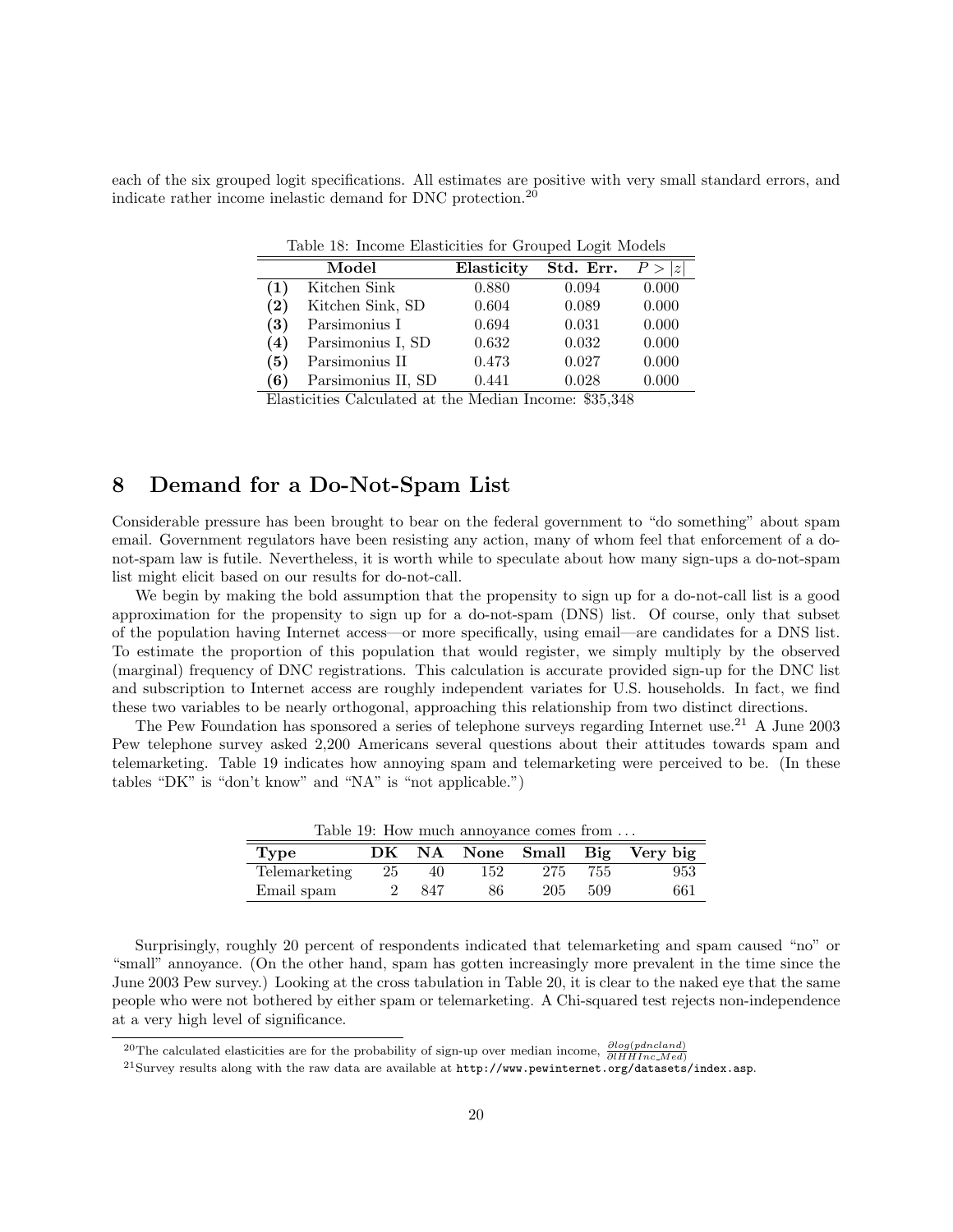each of the six grouped logit specifications. All estimates are positive with very small standard errors, and indicate rather income inelastic demand for DNC protection.[20]

Table 18: Income Elasticities for Grouped Logit Models

| | Model | Elasticity | Std. Err. | $P > \|z\|$ |
|---|---|---|---|---|
| **(1)** | Kitchen Sink | 0.880 | 0.094 | 0.000 |
| **(2)** | Kitchen Sink, SD | 0.604 | 0.089 | 0.000 |
| **(3)** | Parsimonius I | 0.694 | 0.031 | 0.000 |
| **(4)** | Parsimonius I, SD | 0.632 | 0.032 | 0.000 |
| **(5)** | Parsimonius II | 0.473 | 0.027 | 0.000 |
| **(6)** | Parsimonius II, SD | 0.441 | 0.028 | 0.000 |

Elasticities Calculated at the Median Income: $35,348

## 8 Demand for a Do-Not-Spam List

Considerable pressure has been brought to bear on the federal government to "do something" about spam email. Government regulators have been resisting any action, many of whom feel that enforcement of a do-not-spam law is futile. Nevertheless, it is worth while to speculate about how many sign-ups a do-not-spam list might elicit based on our results for do-not-call.

We begin by making the bold assumption that the propensity to sign up for a do-not-call list is a good approximation for the propensity to sign up for a do-not-spam (DNS) list. Of course, only that subset of the population having Internet access—or more specifically, using email—are candidates for a DNS list. To estimate the proportion of this population that would register, we simply multiply by the observed (marginal) frequency of DNC registrations. This calculation is accurate provided sign-up for the DNC list and subscription to Internet access are roughly independent variates for U.S. households. In fact, we find these two variables to be nearly orthogonal, approaching this relationship from two distinct directions.

The Pew Foundation has sponsored a series of telephone surveys regarding Internet use.[21] A June 2003 Pew telephone survey asked 2,200 Americans several questions about their attitudes towards spam and telemarketing. Table 19 indicates how annoying spam and telemarketing were perceived to be. (In these tables "DK" is "don't know" and "NA" is "not applicable.")

Table 19: How much annoyance comes from ...

| Type | DK | NA | None | Small | Big | Very big |
|---|---|---|---|---|---|---|
| Telemarketing | 25 | 40 | 152 | 275 | 755 | 953 |
| Email spam | 2 | 847 | 86 | 205 | 509 | 661 |

Surprisingly, roughly 20 percent of respondents indicated that telemarketing and spam caused "no" or "small" annoyance. (On the other hand, spam has gotten increasingly more prevalent in the time since the June 2003 Pew survey.) Looking at the cross tabulation in Table 20, it is clear to the naked eye that the same people who were not bothered by either spam or telemarketing. A Chi-squared test rejects non-independence at a very high level of significance.

[20]The calculated elasticities are for the probability of sign-up over median income, $\frac{\partial log(pdncland)}{\partial lHHInc\_Med)}$

[21]Survey results along with the raw data are available at http://www.pewinternet.org/datasets/index.asp.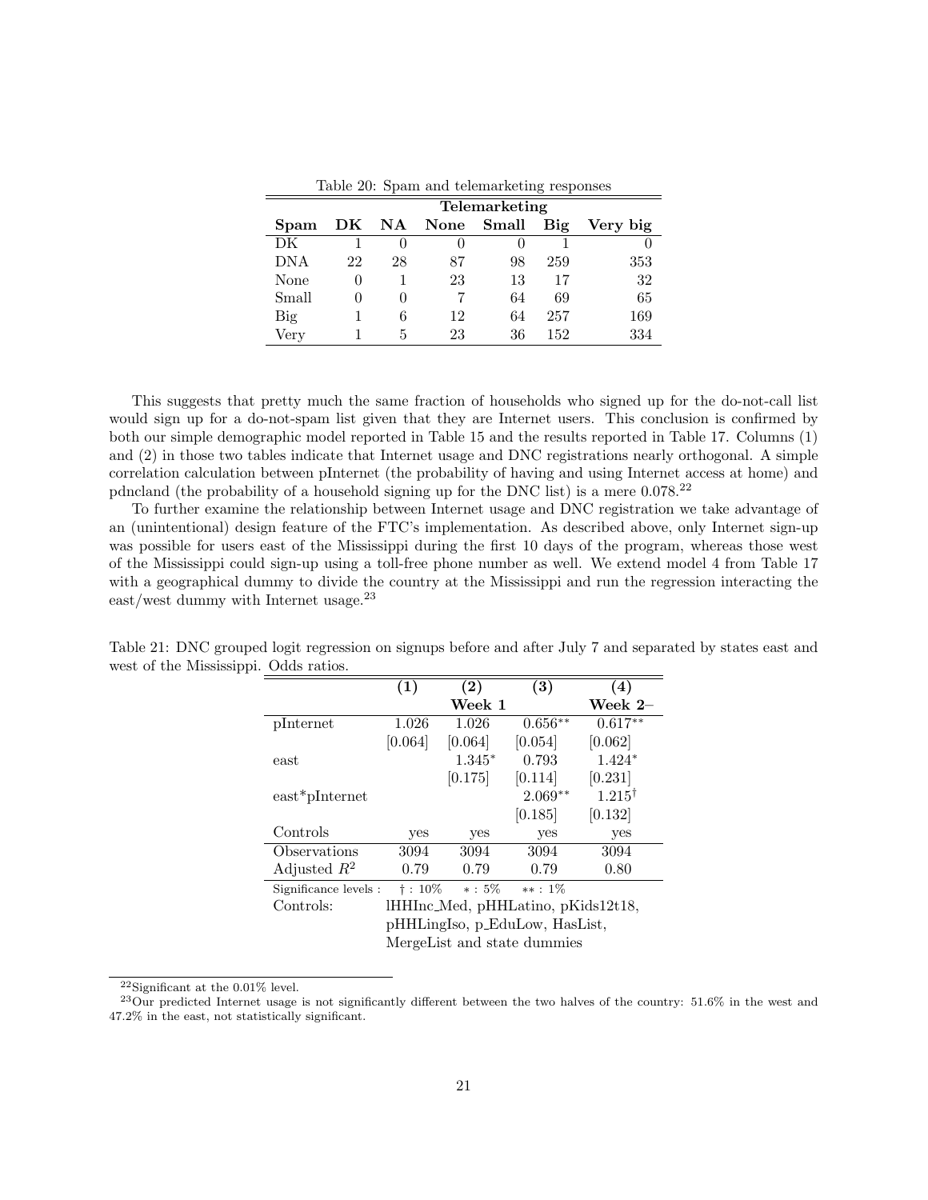Table 20: Spam and telemarketing responses

| | Telemarketing | | | | | |
|---|---|---|---|---|---|---|
| **Spam** | **DK** | **NA** | **None** | **Small** | **Big** | **Very big** |
| DK | 1 | 0 | 0 | 0 | 1 | 0 |
| DNA | 22 | 28 | 87 | 98 | 259 | 353 |
| None | 0 | 1 | 23 | 13 | 17 | 32 |
| Small | 0 | 0 | 7 | 64 | 69 | 65 |
| Big | 1 | 6 | 12 | 64 | 257 | 169 |
| Very | 1 | 5 | 23 | 36 | 152 | 334 |

This suggests that pretty much the same fraction of households who signed up for the do-not-call list would sign up for a do-not-spam list given that they are Internet users. This conclusion is confirmed by both our simple demographic model reported in Table 15 and the results reported in Table 17. Columns (1) and (2) in those two tables indicate that Internet usage and DNC registrations nearly orthogonal. A simple correlation calculation between pInternet (the probability of having and using Internet access at home) and pdncland (the probability of a household signing up for the DNC list) is a mere 0.078.[22]

To further examine the relationship between Internet usage and DNC registration we take advantage of an (unintentional) design feature of the FTC's implementation. As described above, only Internet sign-up was possible for users east of the Mississippi during the first 10 days of the program, whereas those west of the Mississippi could sign-up using a toll-free phone number as well. We extend model 4 from Table 17 with a geographical dummy to divide the country at the Mississippi and run the regression interacting the east/west dummy with Internet usage.[23]

Table 21: DNC grouped logit regression on signups before and after July 7 and separated by states east and west of the Mississippi. Odds ratios.

| | (1) | (2) | (3) | (4) |
|---|---|---|---|---|
| | | **Week 1** | | **Week 2–** |
| pInternet | 1.026 | 1.026 | $0.656^{**}$ | $0.617^{**}$ |
| | [0.064] | [0.064] | [0.054] | [0.062] |
| east | | $1.345^{*}$ | 0.793 | $1.424^{*}$ |
| | | [0.175] | [0.114] | [0.231] |
| east*pInternet | | | $2.069^{**}$ | $1.215^{\dagger}$ |
| | | | [0.185] | [0.132] |
| Controls | yes | yes | yes | yes |
| Observations | 3094 | 3094 | 3094 | 3094 |
| Adjusted $R^2$ | 0.79 | 0.79 | 0.79 | 0.80 |

Significance levels : † : 10% ∗ : 5% ∗∗ : 1%

Controls: lHHInc_Med, pHHLatino, pKids12t18, pHHLingIso, p_EduLow, HasList, MergeList and state dummies

[22] Significant at the 0.01% level.

[23] Our predicted Internet usage is not significantly different between the two halves of the country: 51.6% in the west and 47.2% in the east, not statistically significant.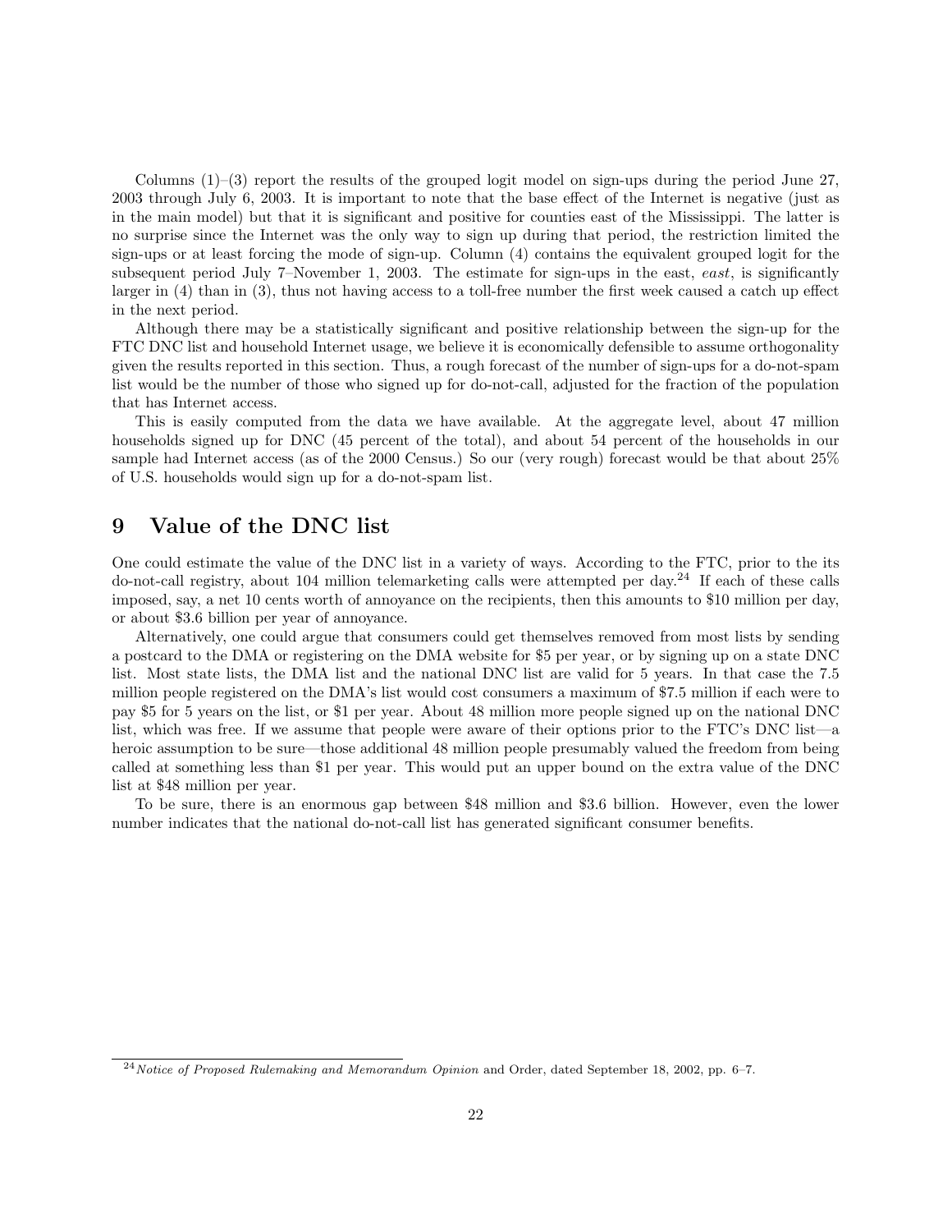Columns (1)–(3) report the results of the grouped logit model on sign-ups during the period June 27, 2003 through July 6, 2003. It is important to note that the base effect of the Internet is negative (just as in the main model) but that it is significant and positive for counties east of the Mississippi. The latter is no surprise since the Internet was the only way to sign up during that period, the restriction limited the sign-ups or at least forcing the mode of sign-up. Column (4) contains the equivalent grouped logit for the subsequent period July 7–November 1, 2003. The estimate for sign-ups in the east, *east*, is significantly larger in (4) than in (3), thus not having access to a toll-free number the first week caused a catch up effect in the next period.

Although there may be a statistically significant and positive relationship between the sign-up for the FTC DNC list and household Internet usage, we believe it is economically defensible to assume orthogonality given the results reported in this section. Thus, a rough forecast of the number of sign-ups for a do-not-spam list would be the number of those who signed up for do-not-call, adjusted for the fraction of the population that has Internet access.

This is easily computed from the data we have available. At the aggregate level, about 47 million households signed up for DNC (45 percent of the total), and about 54 percent of the households in our sample had Internet access (as of the 2000 Census.) So our (very rough) forecast would be that about 25% of U.S. households would sign up for a do-not-spam list.

# 9 Value of the DNC list

One could estimate the value of the DNC list in a variety of ways. According to the FTC, prior to the its do-not-call registry, about 104 million telemarketing calls were attempted per day.[24] If each of these calls imposed, say, a net 10 cents worth of annoyance on the recipients, then this amounts to $10 million per day, or about $3.6 billion per year of annoyance.

Alternatively, one could argue that consumers could get themselves removed from most lists by sending a postcard to the DMA or registering on the DMA website for $5 per year, or by signing up on a state DNC list. Most state lists, the DMA list and the national DNC list are valid for 5 years. In that case the 7.5 million people registered on the DMA's list would cost consumers a maximum of $7.5 million if each were to pay $5 for 5 years on the list, or $1 per year. About 48 million more people signed up on the national DNC list, which was free. If we assume that people were aware of their options prior to the FTC's DNC list—a heroic assumption to be sure—those additional 48 million people presumably valued the freedom from being called at something less than $1 per year. This would put an upper bound on the extra value of the DNC list at $48 million per year.

To be sure, there is an enormous gap between $48 million and $3.6 billion. However, even the lower number indicates that the national do-not-call list has generated significant consumer benefits.

[24] *Notice of Proposed Rulemaking and Memorandum Opinion* and Order, dated September 18, 2002, pp. 6–7.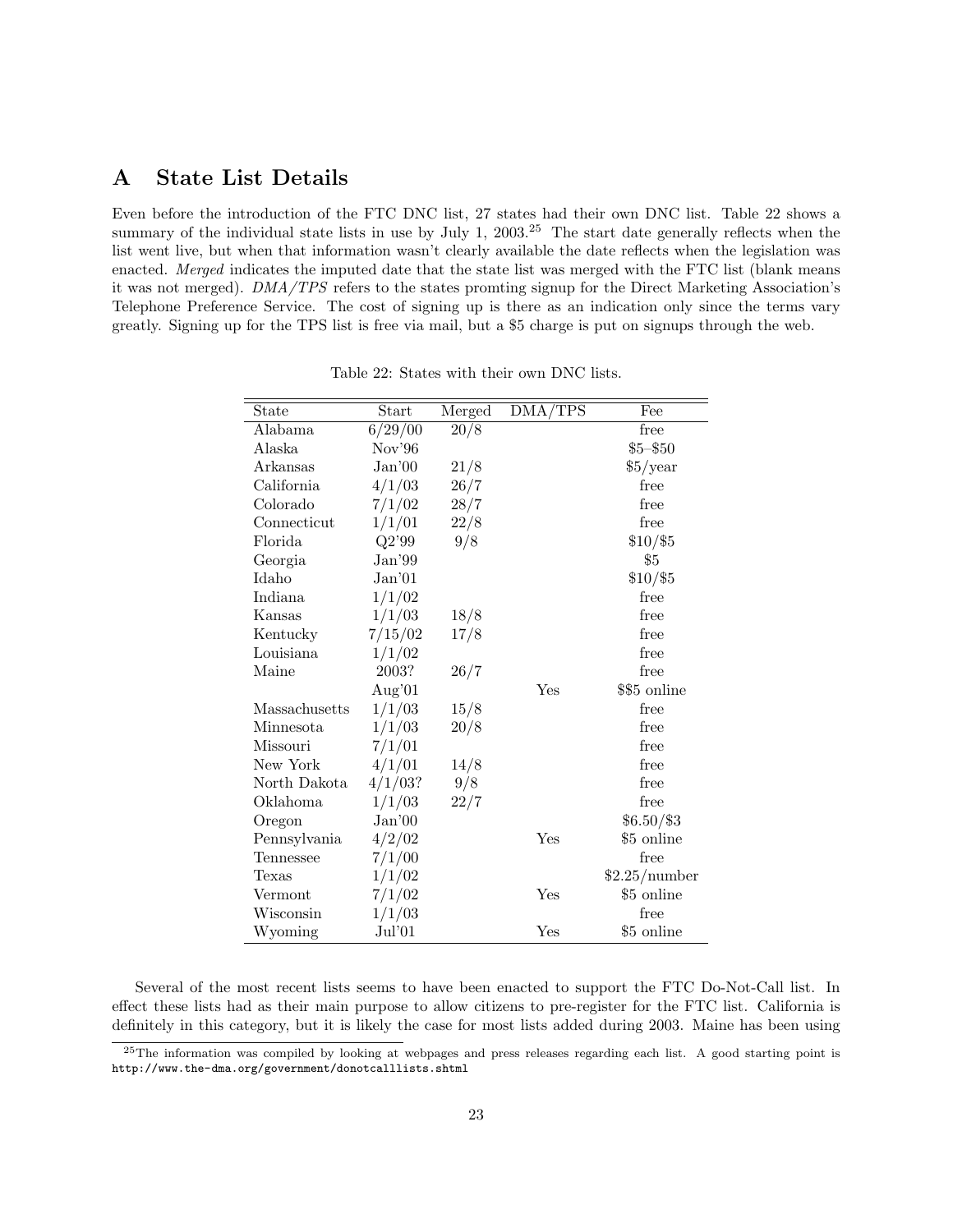# A State List Details

Even before the introduction of the FTC DNC list, 27 states had their own DNC list. Table 22 shows a summary of the individual state lists in use by July 1, 2003.[25] The start date generally reflects when the list went live, but when that information wasn't clearly available the date reflects when the legislation was enacted. *Merged* indicates the imputed date that the state list was merged with the FTC list (blank means it was not merged). *DMA/TPS* refers to the states promting signup for the Direct Marketing Association's Telephone Preference Service. The cost of signing up is there as an indication only since the terms vary greatly. Signing up for the TPS list is free via mail, but a $5 charge is put on signups through the web.

Table 22: States with their own DNC lists.

| State | Start | Merged | DMA/TPS | Fee |
|---|---|---|---|---|
| Alabama | 6/29/00 | 20/8 | | free |
| Alaska | Nov'96 | | | $5–$50 |
| Arkansas | Jan'00 | 21/8 | | $5/year |
| California | 4/1/03 | 26/7 | | free |
| Colorado | 7/1/02 | 28/7 | | free |
| Connecticut | 1/1/01 | 22/8 | | free |
| Florida | Q2'99 | 9/8 | | $10/$5 |
| Georgia | Jan'99 | | | $5 |
| Idaho | Jan'01 | | | $10/$5 |
| Indiana | 1/1/02 | | | free |
| Kansas | 1/1/03 | 18/8 | | free |
| Kentucky | 7/15/02 | 17/8 | | free |
| Louisiana | 1/1/02 | | | free |
| Maine | 2003? | 26/7 | | free |
| | Aug'01 | | Yes | $$5 online |
| Massachusetts | 1/1/03 | 15/8 | | free |
| Minnesota | 1/1/03 | 20/8 | | free |
| Missouri | 7/1/01 | | | free |
| New York | 4/1/01 | 14/8 | | free |
| North Dakota | 4/1/03? | 9/8 | | free |
| Oklahoma | 1/1/03 | 22/7 | | free |
| Oregon | Jan'00 | | | $6.50/$3 |
| Pennsylvania | 4/2/02 | | Yes | $5 online |
| Tennessee | 7/1/00 | | | free |
| Texas | 1/1/02 | | | $2.25/number |
| Vermont | 7/1/02 | | Yes | $5 online |
| Wisconsin | 1/1/03 | | | free |
| Wyoming | Jul'01 | | Yes | $5 online |

Several of the most recent lists seems to have been enacted to support the FTC Do-Not-Call list. In effect these lists had as their main purpose to allow citizens to pre-register for the FTC list. California is definitely in this category, but it is likely the case for most lists added during 2003. Maine has been using

[25] The information was compiled by looking at webpages and press releases regarding each list. A good starting point is `http://www.the-dma.org/government/donotcalllists.shtml`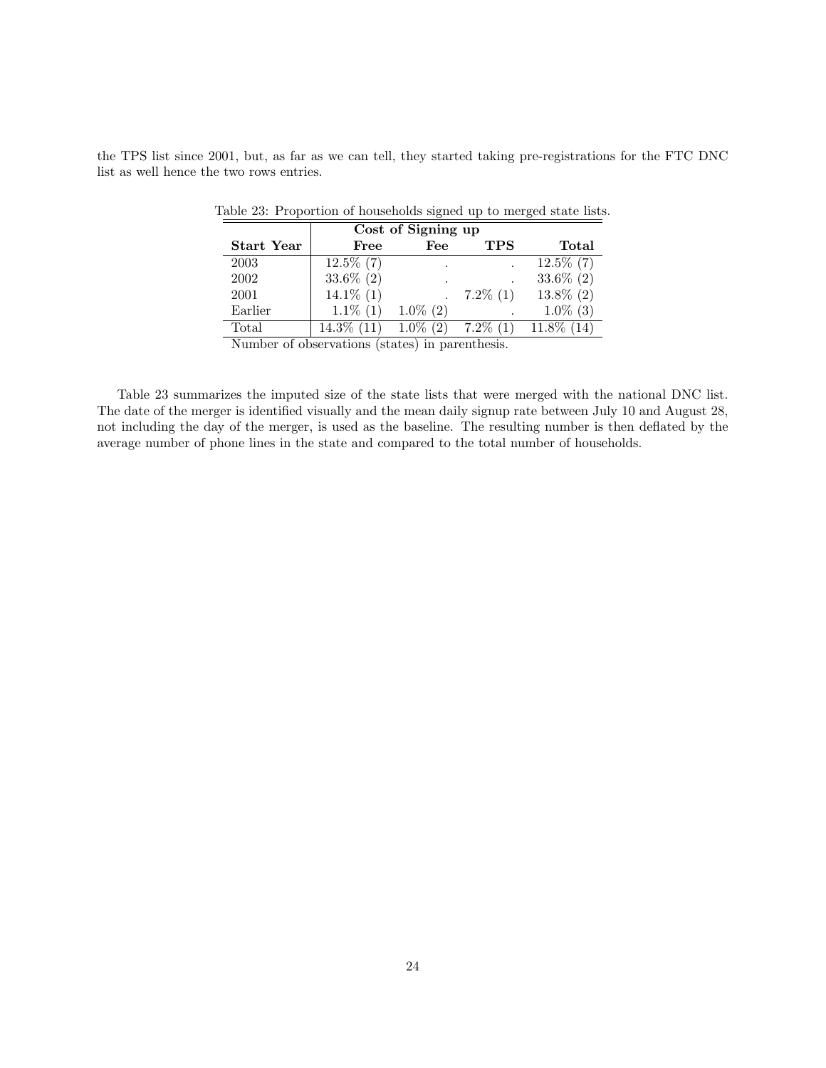the TPS list since 2001, but, as far as we can tell, they started taking pre-registrations for the FTC DNC list as well hence the two rows entries.

Table 23: Proportion of households signed up to merged state lists.

| | Cost of Signing up | | | |
|---|---|---|---|---|
| **Start Year** | **Free** | **Fee** | **TPS** | **Total** |
| 2003 | 12.5% (7) | . | . | 12.5% (7) |
| 2002 | 33.6% (2) | . | . | 33.6% (2) |
| 2001 | 14.1% (1) | . | 7.2% (1) | 13.8% (2) |
| Earlier | 1.1% (1) | 1.0% (2) | . | 1.0% (3) |
| Total | 14.3% (11) | 1.0% (2) | 7.2% (1) | 11.8% (14) |

Number of observations (states) in parenthesis.

Table 23 summarizes the imputed size of the state lists that were merged with the national DNC list. The date of the merger is identified visually and the mean daily signup rate between July 10 and August 28, not including the day of the merger, is used as the baseline. The resulting number is then deflated by the average number of phone lines in the state and compared to the total number of households.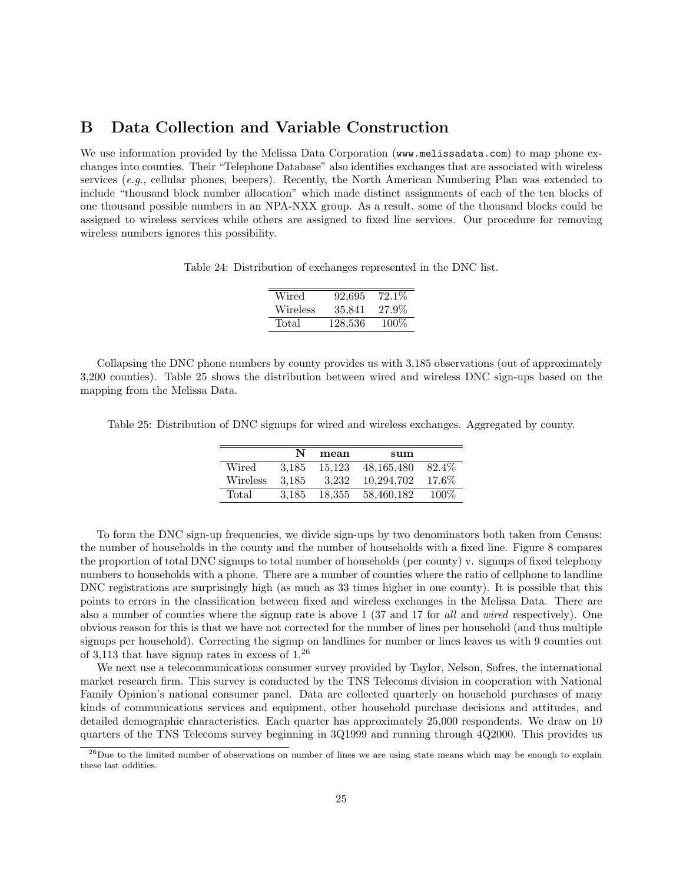## B Data Collection and Variable Construction

We use information provided by the Melissa Data Corporation (www.melissadata.com) to map phone exchanges into counties. Their "Telephone Database" also identifies exchanges that are associated with wireless services (*e.g.*, cellular phones, beepers). Recently, the North American Numbering Plan was extended to include "thousand block number allocation" which made distinct assignments of each of the ten blocks of one thousand possible numbers in an NPA-NXX group. As a result, some of the thousand blocks could be assigned to wireless services while others are assigned to fixed line services. Our procedure for removing wireless numbers ignores this possibility.

Table 24: Distribution of exchanges represented in the DNC list.

| | | |
|---|---|---|
| Wired | 92,695 | 72.1% |
| Wireless | 35,841 | 27.9% |
| Total | 128,536 | 100% |

Collapsing the DNC phone numbers by county provides us with 3,185 observations (out of approximately 3,200 counties). Table 25 shows the distribution between wired and wireless DNC sign-ups based on the mapping from the Melissa Data.

Table 25: Distribution of DNC signups for wired and wireless exchanges. Aggregated by county.

| | **N** | **mean** | **sum** | |
|---|---|---|---|---|
| Wired | 3,185 | 15,123 | 48,165,480 | 82.4% |
| Wireless | 3,185 | 3,232 | 10,294,702 | 17.6% |
| Total | 3,185 | 18,355 | 58,460,182 | 100% |

To form the DNC sign-up frequencies, we divide sign-ups by two denominators both taken from Census: the number of households in the county and the number of households with a fixed line. Figure 8 compares the proportion of total DNC signups to total number of households (per county) v. signups of fixed telephony numbers to households with a phone. There are a number of counties where the ratio of cellphone to landline DNC registrations are surprisingly high (as much as 33 times higher in one county). It is possible that this points to errors in the classification between fixed and wireless exchanges in the Melissa Data. There are also a number of counties where the signup rate is above 1 (37 and 17 for *all* and *wired* respectively). One obvious reason for this is that we have not corrected for the number of lines per household (and thus multiple signups per household). Correcting the signup on landlines for number or lines leaves us with 9 counties out of 3,113 that have signup rates in excess of 1.[26]

We next use a telecommunications consumer survey provided by Taylor, Nelson, Sofres, the international market research firm. This survey is conducted by the TNS Telecoms division in cooperation with National Family Opinion's national consumer panel. Data are collected quarterly on household purchases of many kinds of communications services and equipment, other household purchase decisions and attitudes, and detailed demographic characteristics. Each quarter has approximately 25,000 respondents. We draw on 10 quarters of the TNS Telecoms survey beginning in 3Q1999 and running through 4Q2000. This provides us

[26] Due to the limited number of observations on number of lines we are using state means which may be enough to explain these last oddities.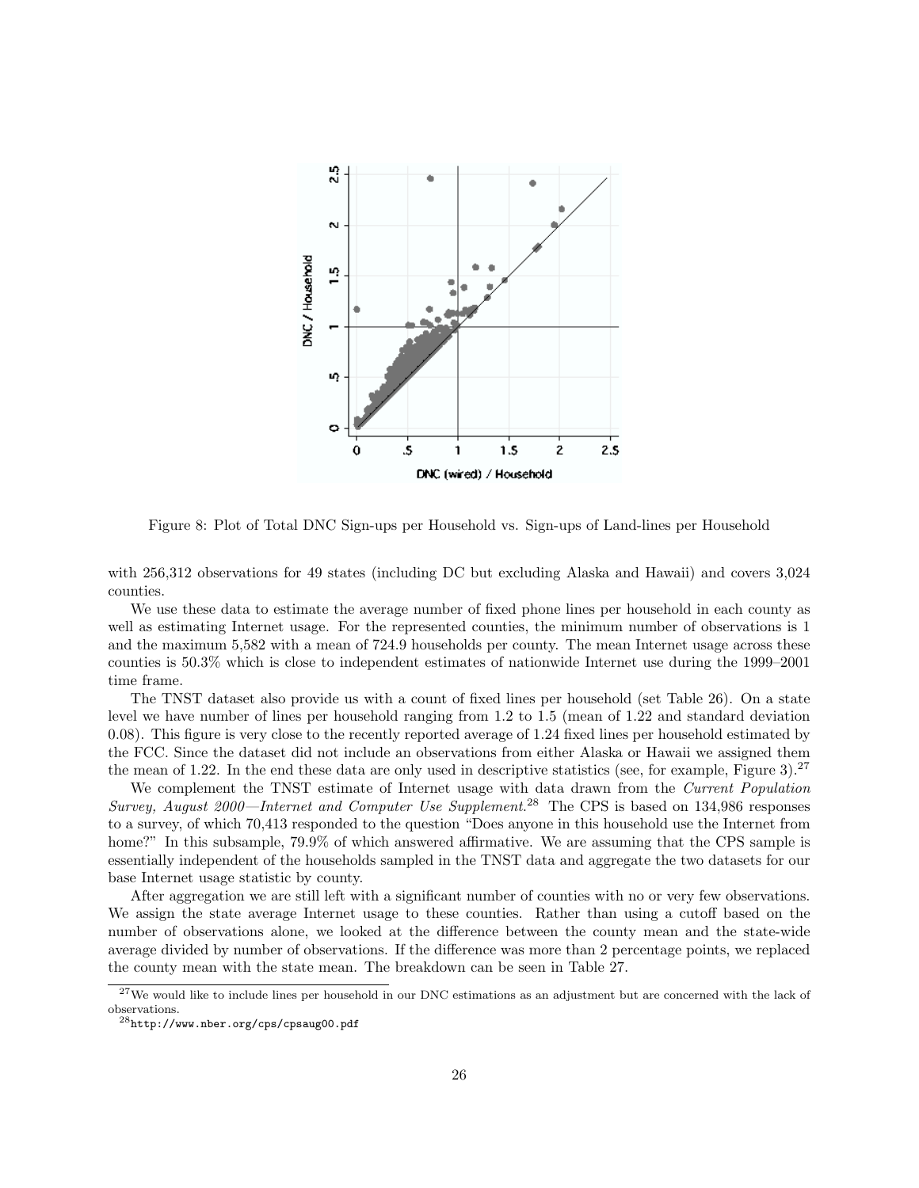DNC / Household

0 .5 1 1.5 2 2.5

DNC (wired) / Household

0 .5 1 1.5 2 2.5

Figure 8: Plot of Total DNC Sign-ups per Household vs. Sign-ups of Land-lines per Household

with 256,312 observations for 49 states (including DC but excluding Alaska and Hawaii) and covers 3,024 counties.

We use these data to estimate the average number of fixed phone lines per household in each county as well as estimating Internet usage. For the represented counties, the minimum number of observations is 1 and the maximum 5,582 with a mean of 724.9 households per county. The mean Internet usage across these counties is 50.3% which is close to independent estimates of nationwide Internet use during the 1999–2001 time frame.

The TNST dataset also provide us with a count of fixed lines per household (set Table 26). On a state level we have number of lines per household ranging from 1.2 to 1.5 (mean of 1.22 and standard deviation 0.08). This figure is very close to the recently reported average of 1.24 fixed lines per household estimated by the FCC. Since the dataset did not include an observations from either Alaska or Hawaii we assigned them the mean of 1.22. In the end these data are only used in descriptive statistics (see, for example, Figure 3).[27]

We complement the TNST estimate of Internet usage with data drawn from the *Current Population Survey, August 2000—Internet and Computer Use Supplement*.[28] The CPS is based on 134,986 responses to a survey, of which 70,413 responded to the question "Does anyone in this household use the Internet from home?" In this subsample, 79.9% of which answered affirmative. We are assuming that the CPS sample is essentially independent of the households sampled in the TNST data and aggregate the two datasets for our base Internet usage statistic by county.

After aggregation we are still left with a significant number of counties with no or very few observations. We assign the state average Internet usage to these counties. Rather than using a cutoff based on the number of observations alone, we looked at the difference between the county mean and the state-wide average divided by number of observations. If the difference was more than 2 percentage points, we replaced the county mean with the state mean. The breakdown can be seen in Table 27.

[27] We would like to include lines per household in our DNC estimations as an adjustment but are concerned with the lack of observations.

[28] http://www.nber.org/cps/cpsaug00.pdf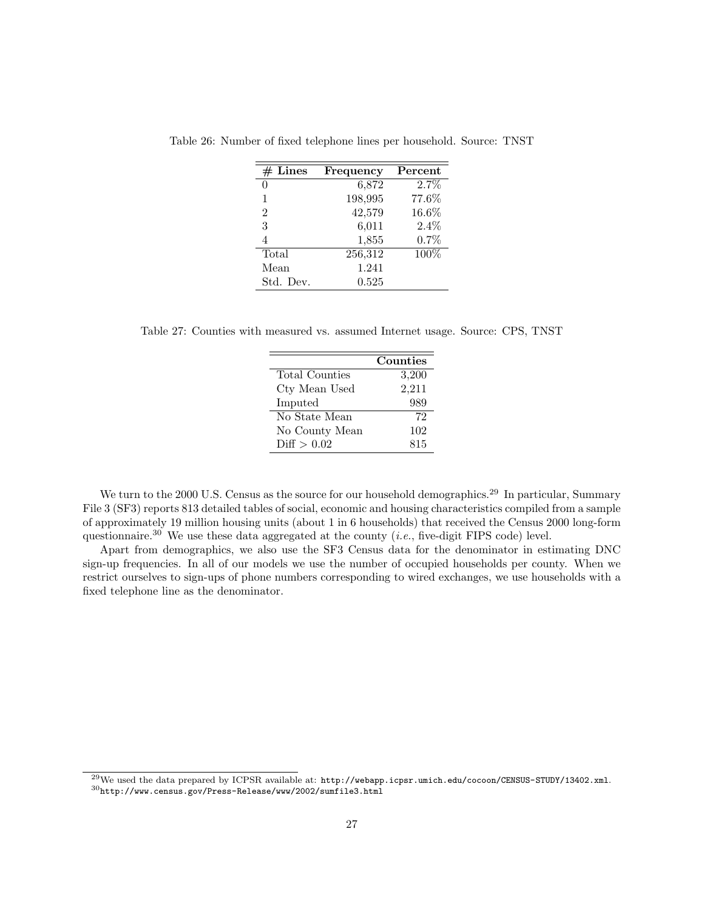Table 26: Number of fixed telephone lines per household. Source: TNST

| # Lines | Frequency | Percent |
|---|---|---|
| 0 | 6,872 | 2.7% |
| 1 | 198,995 | 77.6% |
| 2 | 42,579 | 16.6% |
| 3 | 6,011 | 2.4% |
| 4 | 1,855 | 0.7% |
| Total | 256,312 | 100% |
| Mean | 1.241 | |
| Std. Dev. | 0.525 | |

Table 27: Counties with measured vs. assumed Internet usage. Source: CPS, TNST

| | Counties |
|---|---|
| Total Counties | 3,200 |
| Cty Mean Used | 2,211 |
| Imputed | 989 |
| No State Mean | 72 |
| No County Mean | 102 |
| Diff $> 0.02$ | 815 |

We turn to the 2000 U.S. Census as the source for our household demographics.[29] In particular, Summary File 3 (SF3) reports 813 detailed tables of social, economic and housing characteristics compiled from a sample of approximately 19 million housing units (about 1 in 6 households) that received the Census 2000 long-form questionnaire.[30] We use these data aggregated at the county (*i.e.*, five-digit FIPS code) level.

Apart from demographics, we also use the SF3 Census data for the denominator in estimating DNC sign-up frequencies. In all of our models we use the number of occupied households per county. When we restrict ourselves to sign-ups of phone numbers corresponding to wired exchanges, we use households with a fixed telephone line as the denominator.

[29] We used the data prepared by ICPSR available at: `http://webapp.icpsr.umich.edu/cocoon/CENSUS-STUDY/13402.xml`.

[30] `http://www.census.gov/Press-Release/www/2002/sumfile3.html`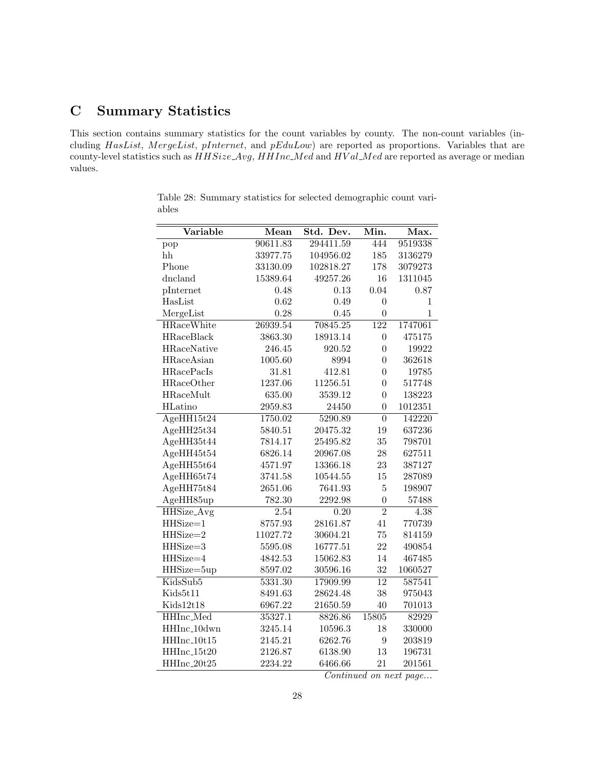# C Summary Statistics

This section contains summary statistics for the count variables by county. The non-count variables (including *HasList*, *MergeList*, *pInternet*, and *pEduLow*) are reported as proportions. Variables that are county-level statistics such as *HHSize_Avg*, *HHInc_Med* and *HVal_Med* are reported as average or median values.

Table 28: Summary statistics for selected demographic count variables

| Variable | Mean | Std. Dev. | Min. | Max. |
|---|---|---|---|---|
| pop | 90611.83 | 294411.59 | 444 | 9519338 |
| hh | 33977.75 | 104956.02 | 185 | 3136279 |
| Phone | 33130.09 | 102818.27 | 178 | 3079273 |
| dncland | 15389.64 | 49257.26 | 16 | 1311045 |
| pInternet | 0.48 | 0.13 | 0.04 | 0.87 |
| HasList | 0.62 | 0.49 | 0 | 1 |
| MergeList | 0.28 | 0.45 | 0 | 1 |
| HRaceWhite | 26939.54 | 70845.25 | 122 | 1747061 |
| HRaceBlack | 3863.30 | 18913.14 | 0 | 475175 |
| HRaceNative | 246.45 | 920.52 | 0 | 19922 |
| HRaceAsian | 1005.60 | 8994 | 0 | 362618 |
| HRacePacIs | 31.81 | 412.81 | 0 | 19785 |
| HRaceOther | 1237.06 | 11256.51 | 0 | 517748 |
| HRaceMult | 635.00 | 3539.12 | 0 | 138223 |
| HLatino | 2959.83 | 24450 | 0 | 1012351 |
| AgeHH15t24 | 1750.02 | 5290.89 | 0 | 142220 |
| AgeHH25t34 | 5840.51 | 20475.32 | 19 | 637236 |
| AgeHH35t44 | 7814.17 | 25495.82 | 35 | 798701 |
| AgeHH45t54 | 6826.14 | 20967.08 | 28 | 627511 |
| AgeHH55t64 | 4571.97 | 13366.18 | 23 | 387127 |
| AgeHH65t74 | 3741.58 | 10544.55 | 15 | 287089 |
| AgeHH75t84 | 2651.06 | 7641.93 | 5 | 198907 |
| AgeHH85up | 782.30 | 2292.98 | 0 | 57488 |
| HHSize_Avg | 2.54 | 0.20 | 2 | 4.38 |
| HHSize=1 | 8757.93 | 28161.87 | 41 | 770739 |
| HHSize=2 | 11027.72 | 30604.21 | 75 | 814159 |
| HHSize=3 | 5595.08 | 16777.51 | 22 | 490854 |
| HHSize=4 | 4842.53 | 15062.83 | 14 | 467485 |
| HHSize=5up | 8597.02 | 30596.16 | 32 | 1060527 |
| KidsSub5 | 5331.30 | 17909.99 | 12 | 587541 |
| Kids5t11 | 8491.63 | 28624.48 | 38 | 975043 |
| Kids12t18 | 6967.22 | 21650.59 | 40 | 701013 |
| HHInc_Med | 35327.1 | 8826.86 | 15805 | 82929 |
| HHInc_10dwn | 3245.14 | 10596.3 | 18 | 330000 |
| HHInc_10t15 | 2145.21 | 6262.76 | 9 | 203819 |
| HHInc_15t20 | 2126.87 | 6138.90 | 13 | 196731 |
| HHInc_20t25 | 2234.22 | 6466.66 | 21 | 201561 |

*Continued on next page...*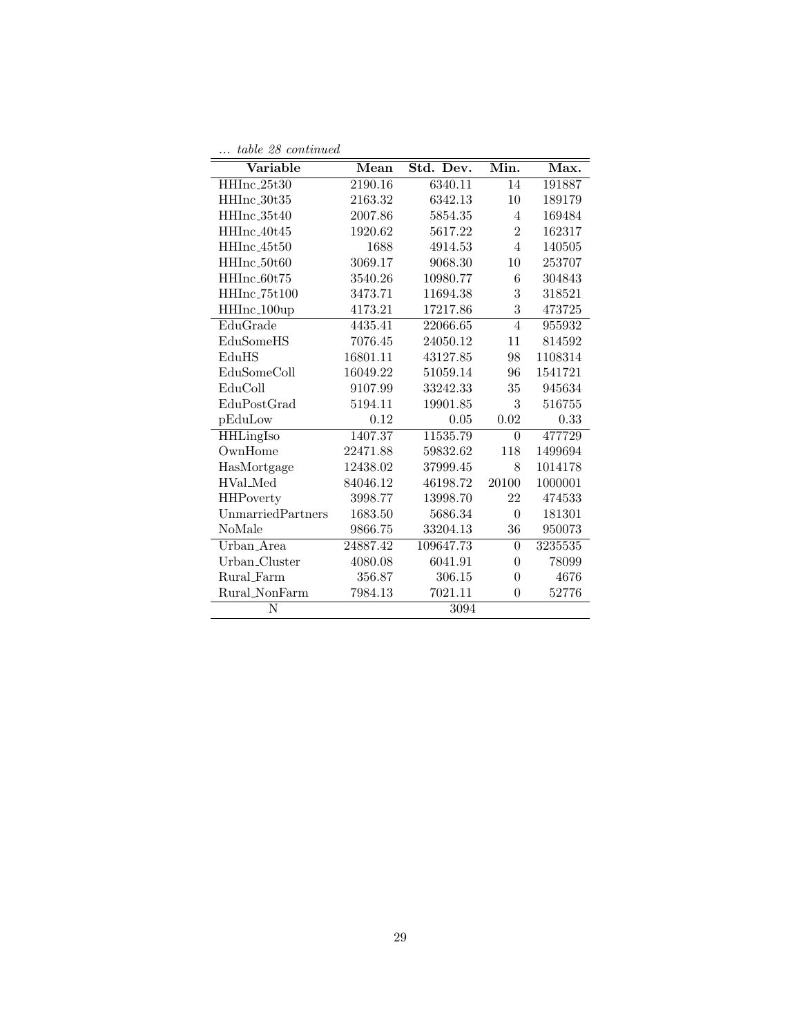*... table 28 continued*

| Variable | Mean | Std. Dev. | Min. | Max. |
|---|---|---|---|---|
| HHInc_25t30 | 2190.16 | 6340.11 | 14 | 191887 |
| HHInc_30t35 | 2163.32 | 6342.13 | 10 | 189179 |
| HHInc_35t40 | 2007.86 | 5854.35 | 4 | 169484 |
| HHInc_40t45 | 1920.62 | 5617.22 | 2 | 162317 |
| HHInc_45t50 | 1688 | 4914.53 | 4 | 140505 |
| HHInc_50t60 | 3069.17 | 9068.30 | 10 | 253707 |
| HHInc_60t75 | 3540.26 | 10980.77 | 6 | 304843 |
| HHInc_75t100 | 3473.71 | 11694.38 | 3 | 318521 |
| HHInc_100up | 4173.21 | 17217.86 | 3 | 473725 |
| EduGrade | 4435.41 | 22066.65 | 4 | 955932 |
| EduSomeHS | 7076.45 | 24050.12 | 11 | 814592 |
| EduHS | 16801.11 | 43127.85 | 98 | 1108314 |
| EduSomeColl | 16049.22 | 51059.14 | 96 | 1541721 |
| EduColl | 9107.99 | 33242.33 | 35 | 945634 |
| EduPostGrad | 5194.11 | 19901.85 | 3 | 516755 |
| pEduLow | 0.12 | 0.05 | 0.02 | 0.33 |
| HHLingIso | 1407.37 | 11535.79 | 0 | 477729 |
| OwnHome | 22471.88 | 59832.62 | 118 | 1499694 |
| HasMortgage | 12438.02 | 37999.45 | 8 | 1014178 |
| HVal_Med | 84046.12 | 46198.72 | 20100 | 1000001 |
| HHPoverty | 3998.77 | 13998.70 | 22 | 474533 |
| UnmarriedPartners | 1683.50 | 5686.34 | 0 | 181301 |
| NoMale | 9866.75 | 33204.13 | 36 | 950073 |
| Urban_Area | 24887.42 | 109647.73 | 0 | 3235535 |
| Urban_Cluster | 4080.08 | 6041.91 | 0 | 78099 |
| Rural_Farm | 356.87 | 306.15 | 0 | 4676 |
| Rural_NonFarm | 7984.13 | 7021.11 | 0 | 52776 |
| N | | 3094 | | |